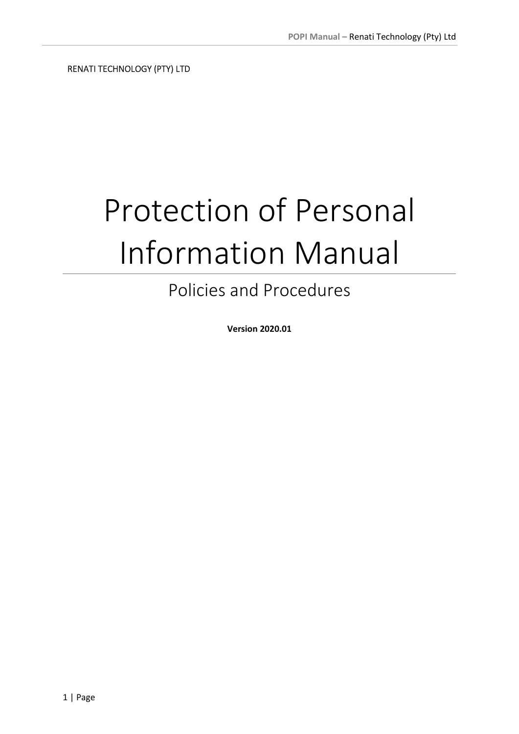RENATI TECHNOLOGY (PTY) LTD

# Protection of Personal Information Manual

## Policies and Procedures

**Version 2020.01**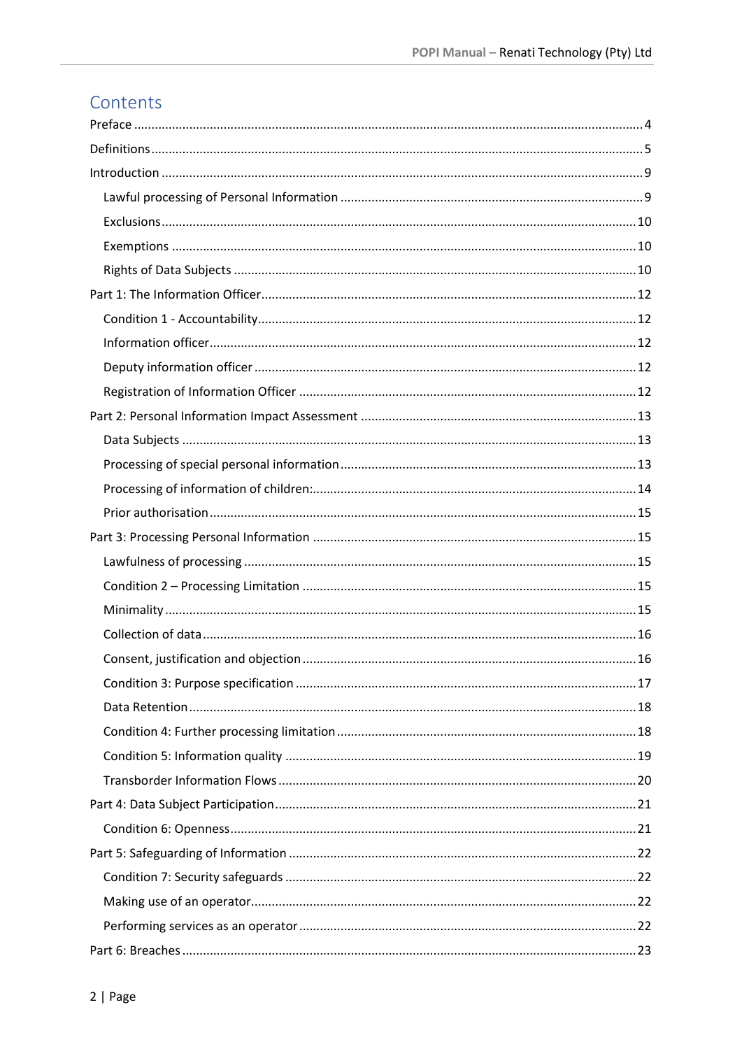# Contents

Preface ... 4

Definitions ... 5

Introduction ... 9

- Lawful processing of Personal Information ... 9
- Exclusions ... 10
- Exemptions ... 10
- Rights of Data Subjects ... 10

Part 1: The Information Officer ... 12

- Condition 1 - Accountability ... 12
- Information officer ... 12
- Deputy information officer ... 12
- Registration of Information Officer ... 12

Part 2: Personal Information Impact Assessment ... 13

- Data Subjects ... 13
- Processing of special personal information ... 13
- Processing of information of children: ... 14
- Prior authorisation ... 15

Part 3: Processing Personal Information ... 15

- Lawfulness of processing ... 15
- Condition 2 – Processing Limitation ... 15
- Minimality ... 15
- Collection of data ... 16
- Consent, justification and objection ... 16
- Condition 3: Purpose specification ... 17
- Data Retention ... 18
- Condition 4: Further processing limitation ... 18
- Condition 5: Information quality ... 19
- Transborder Information Flows ... 20

Part 4: Data Subject Participation ... 21

- Condition 6: Openness ... 21

Part 5: Safeguarding of Information ... 22

- Condition 7: Security safeguards ... 22
- Making use of an operator ... 22
- Performing services as an operator ... 22

Part 6: Breaches ... 23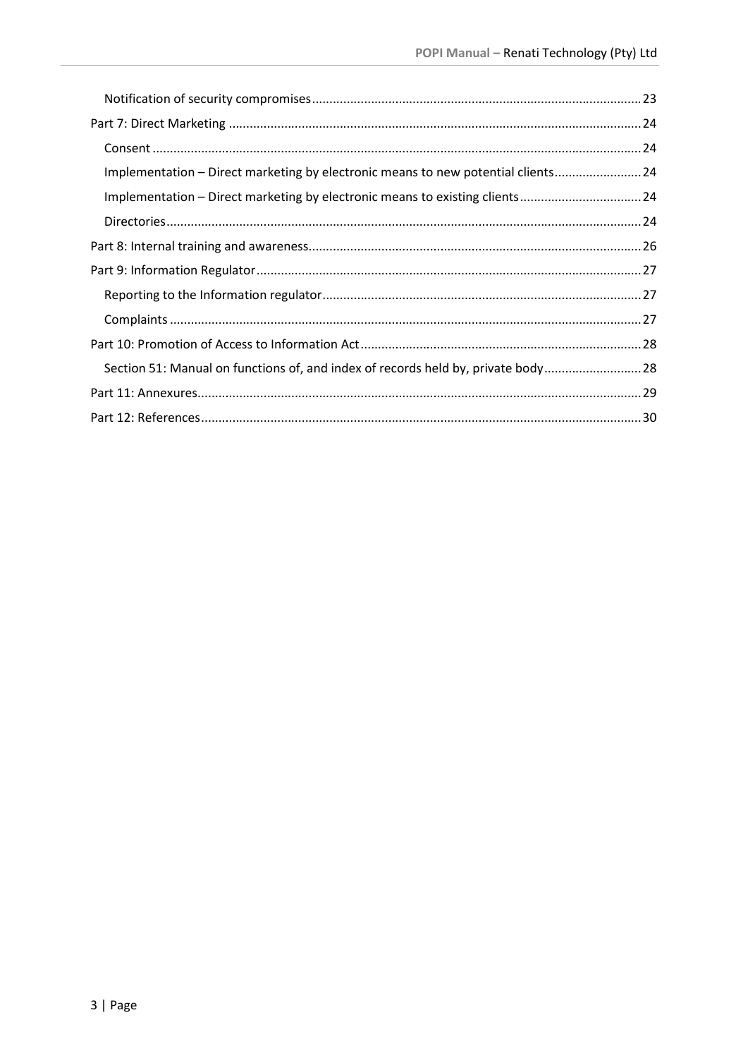- Notification of security compromises ..... 23
- Part 7: Direct Marketing ..... 24
  - Consent ..... 24
  - Implementation – Direct marketing by electronic means to new potential clients ..... 24
  - Implementation – Direct marketing by electronic means to existing clients ..... 24
  - Directories ..... 24
- Part 8: Internal training and awareness ..... 26
- Part 9: Information Regulator ..... 27
  - Reporting to the Information regulator ..... 27
  - Complaints ..... 27
- Part 10: Promotion of Access to Information Act ..... 28
  - Section 51: Manual on functions of, and index of records held by, private body ..... 28
- Part 11: Annexures ..... 29
- Part 12: References ..... 30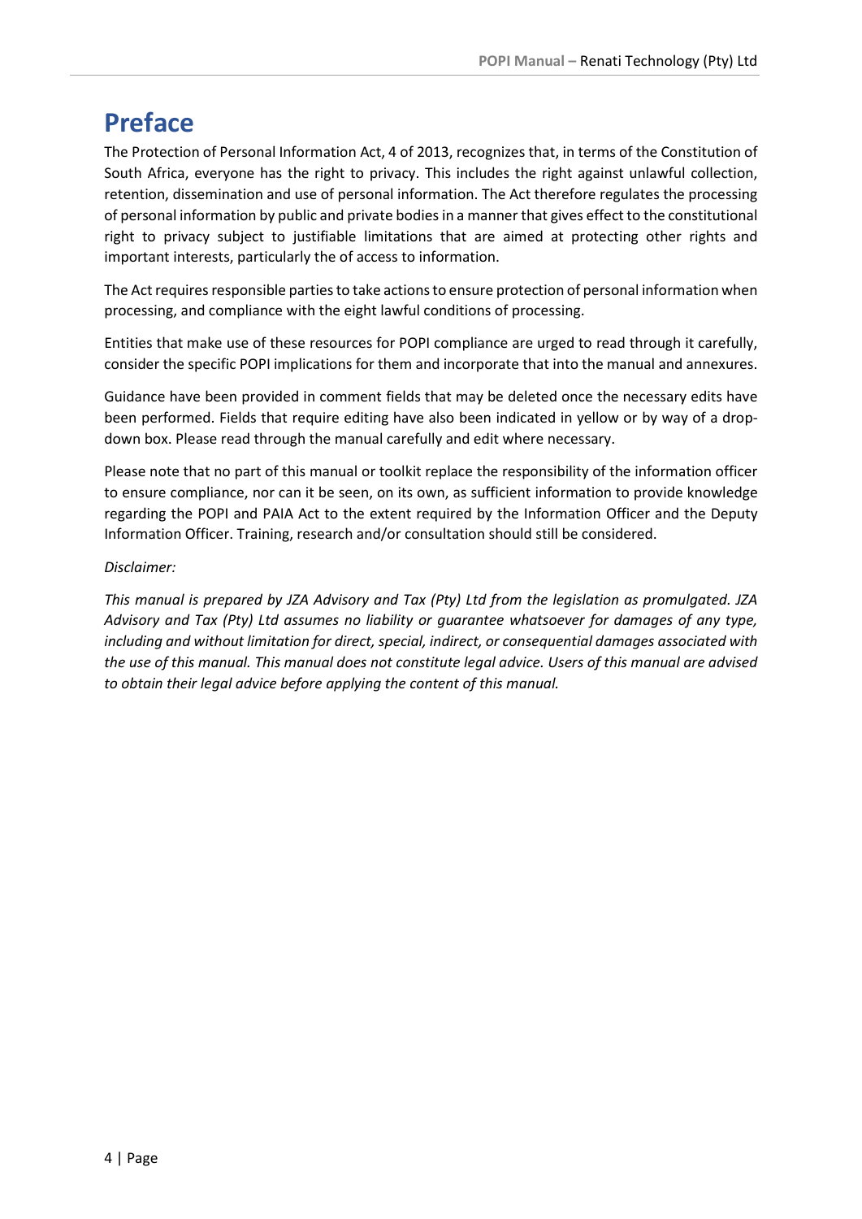# Preface

The Protection of Personal Information Act, 4 of 2013, recognizes that, in terms of the Constitution of South Africa, everyone has the right to privacy. This includes the right against unlawful collection, retention, dissemination and use of personal information. The Act therefore regulates the processing of personal information by public and private bodies in a manner that gives effect to the constitutional right to privacy subject to justifiable limitations that are aimed at protecting other rights and important interests, particularly the of access to information.

The Act requires responsible parties to take actions to ensure protection of personal information when processing, and compliance with the eight lawful conditions of processing.

Entities that make use of these resources for POPI compliance are urged to read through it carefully, consider the specific POPI implications for them and incorporate that into the manual and annexures.

Guidance have been provided in comment fields that may be deleted once the necessary edits have been performed. Fields that require editing have also been indicated in yellow or by way of a drop-down box. Please read through the manual carefully and edit where necessary.

Please note that no part of this manual or toolkit replace the responsibility of the information officer to ensure compliance, nor can it be seen, on its own, as sufficient information to provide knowledge regarding the POPI and PAIA Act to the extent required by the Information Officer and the Deputy Information Officer. Training, research and/or consultation should still be considered.

*Disclaimer:*

*This manual is prepared by JZA Advisory and Tax (Pty) Ltd from the legislation as promulgated. JZA Advisory and Tax (Pty) Ltd assumes no liability or guarantee whatsoever for damages of any type, including and without limitation for direct, special, indirect, or consequential damages associated with the use of this manual. This manual does not constitute legal advice. Users of this manual are advised to obtain their legal advice before applying the content of this manual.*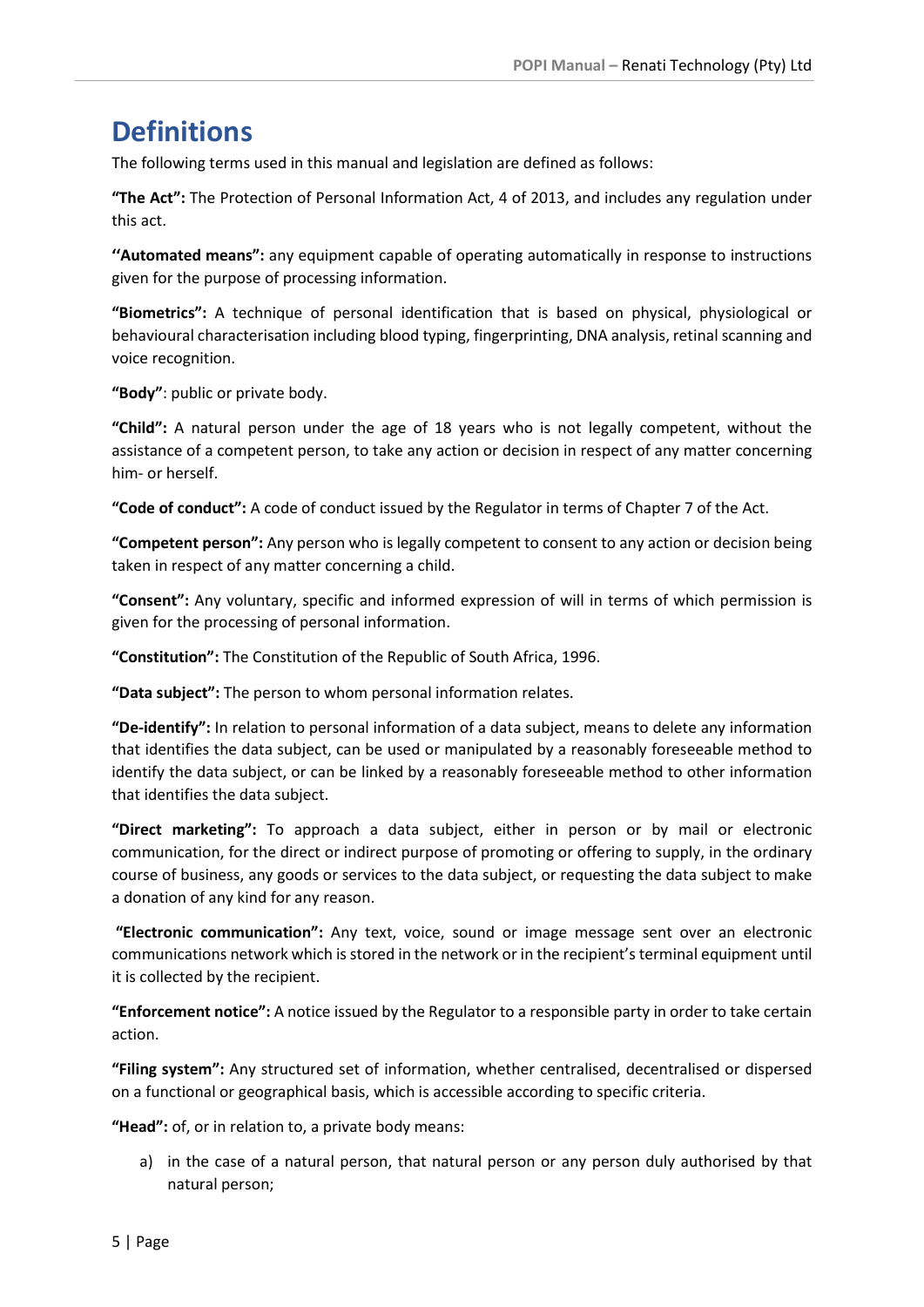# Definitions

The following terms used in this manual and legislation are defined as follows:

**"The Act":** The Protection of Personal Information Act, 4 of 2013, and includes any regulation under this act.

**''Automated means":** any equipment capable of operating automatically in response to instructions given for the purpose of processing information.

**"Biometrics":** A technique of personal identification that is based on physical, physiological or behavioural characterisation including blood typing, fingerprinting, DNA analysis, retinal scanning and voice recognition.

**"Body"**: public or private body.

**"Child":** A natural person under the age of 18 years who is not legally competent, without the assistance of a competent person, to take any action or decision in respect of any matter concerning him- or herself.

**"Code of conduct":** A code of conduct issued by the Regulator in terms of Chapter 7 of the Act.

**"Competent person":** Any person who is legally competent to consent to any action or decision being taken in respect of any matter concerning a child.

**"Consent":** Any voluntary, specific and informed expression of will in terms of which permission is given for the processing of personal information.

**"Constitution":** The Constitution of the Republic of South Africa, 1996.

**"Data subject":** The person to whom personal information relates.

**"De-identify":** In relation to personal information of a data subject, means to delete any information that identifies the data subject, can be used or manipulated by a reasonably foreseeable method to identify the data subject, or can be linked by a reasonably foreseeable method to other information that identifies the data subject.

**"Direct marketing":** To approach a data subject, either in person or by mail or electronic communication, for the direct or indirect purpose of promoting or offering to supply, in the ordinary course of business, any goods or services to the data subject, or requesting the data subject to make a donation of any kind for any reason.

**"Electronic communication":** Any text, voice, sound or image message sent over an electronic communications network which is stored in the network or in the recipient's terminal equipment until it is collected by the recipient.

**"Enforcement notice":** A notice issued by the Regulator to a responsible party in order to take certain action.

**"Filing system":** Any structured set of information, whether centralised, decentralised or dispersed on a functional or geographical basis, which is accessible according to specific criteria.

**"Head":** of, or in relation to, a private body means:

a) in the case of a natural person, that natural person or any person duly authorised by that natural person;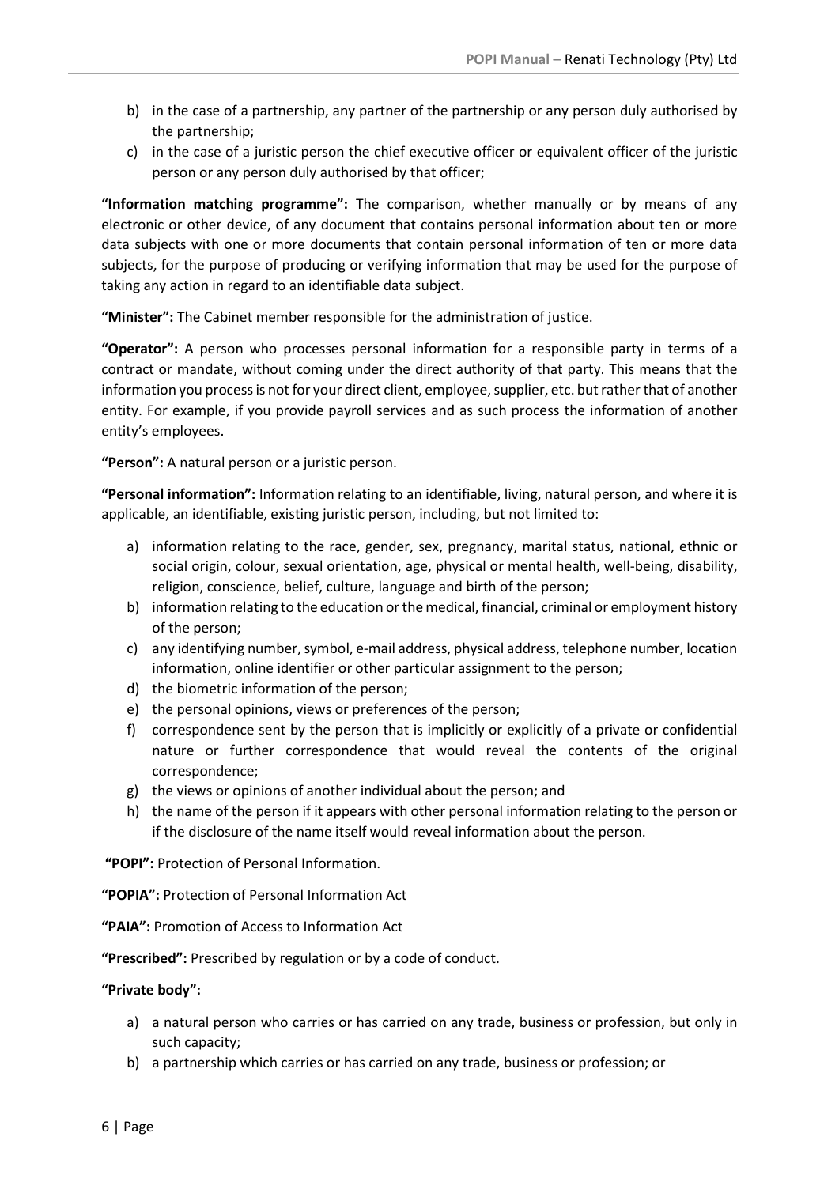b) in the case of a partnership, any partner of the partnership or any person duly authorised by the partnership;
c) in the case of a juristic person the chief executive officer or equivalent officer of the juristic person or any person duly authorised by that officer;

**"Information matching programme":** The comparison, whether manually or by means of any electronic or other device, of any document that contains personal information about ten or more data subjects with one or more documents that contain personal information of ten or more data subjects, for the purpose of producing or verifying information that may be used for the purpose of taking any action in regard to an identifiable data subject.

**"Minister":** The Cabinet member responsible for the administration of justice.

**"Operator":** A person who processes personal information for a responsible party in terms of a contract or mandate, without coming under the direct authority of that party. This means that the information you process is not for your direct client, employee, supplier, etc. but rather that of another entity. For example, if you provide payroll services and as such process the information of another entity's employees.

**"Person":** A natural person or a juristic person.

**"Personal information":** Information relating to an identifiable, living, natural person, and where it is applicable, an identifiable, existing juristic person, including, but not limited to:

a) information relating to the race, gender, sex, pregnancy, marital status, national, ethnic or social origin, colour, sexual orientation, age, physical or mental health, well-being, disability, religion, conscience, belief, culture, language and birth of the person;
b) information relating to the education or the medical, financial, criminal or employment history of the person;
c) any identifying number, symbol, e-mail address, physical address, telephone number, location information, online identifier or other particular assignment to the person;
d) the biometric information of the person;
e) the personal opinions, views or preferences of the person;
f) correspondence sent by the person that is implicitly or explicitly of a private or confidential nature or further correspondence that would reveal the contents of the original correspondence;
g) the views or opinions of another individual about the person; and
h) the name of the person if it appears with other personal information relating to the person or if the disclosure of the name itself would reveal information about the person.

**"POPI":** Protection of Personal Information.

**"POPIA":** Protection of Personal Information Act

**"PAIA":** Promotion of Access to Information Act

**"Prescribed":** Prescribed by regulation or by a code of conduct.

**"Private body":**

a) a natural person who carries or has carried on any trade, business or profession, but only in such capacity;
b) a partnership which carries or has carried on any trade, business or profession; or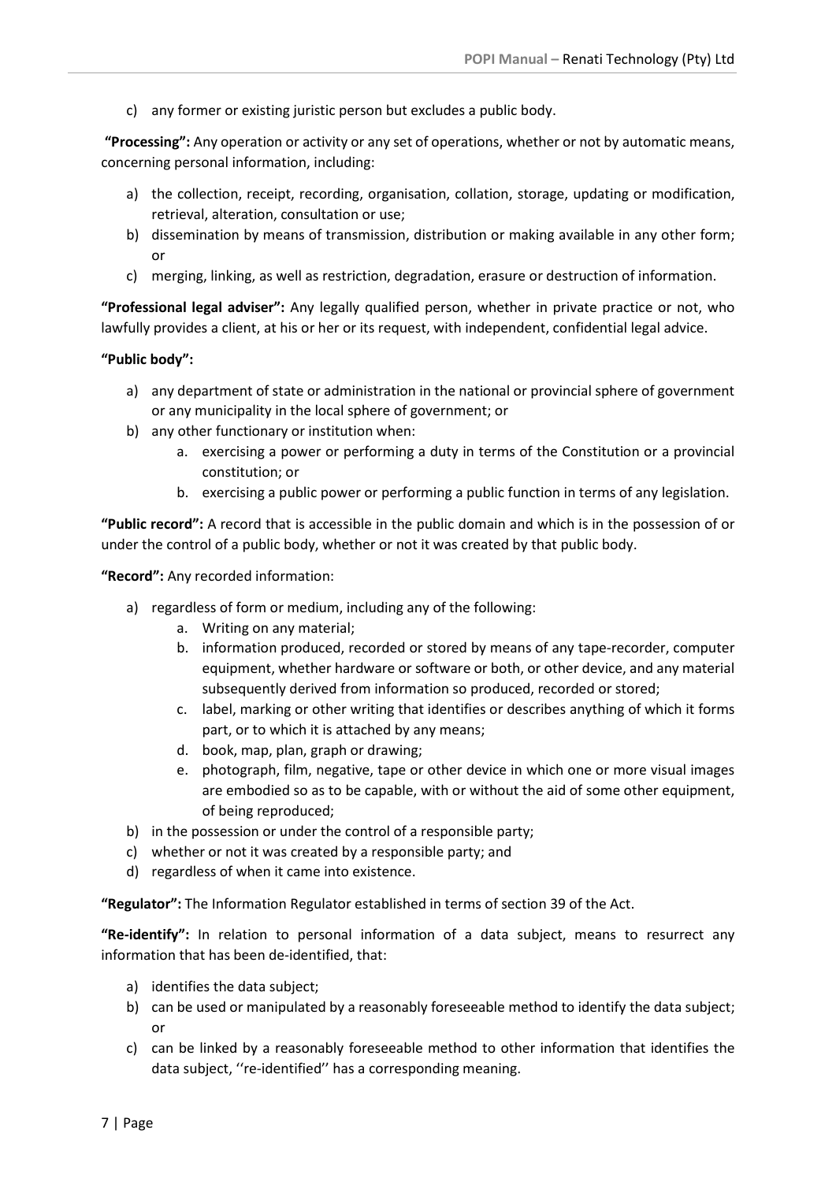c) any former or existing juristic person but excludes a public body.

**"Processing":** Any operation or activity or any set of operations, whether or not by automatic means, concerning personal information, including:

a) the collection, receipt, recording, organisation, collation, storage, updating or modification, retrieval, alteration, consultation or use;
b) dissemination by means of transmission, distribution or making available in any other form; or
c) merging, linking, as well as restriction, degradation, erasure or destruction of information.

**"Professional legal adviser":** Any legally qualified person, whether in private practice or not, who lawfully provides a client, at his or her or its request, with independent, confidential legal advice.

**"Public body":**

a) any department of state or administration in the national or provincial sphere of government or any municipality in the local sphere of government; or
b) any other functionary or institution when:
    a. exercising a power or performing a duty in terms of the Constitution or a provincial constitution; or
    b. exercising a public power or performing a public function in terms of any legislation.

**"Public record":** A record that is accessible in the public domain and which is in the possession of or under the control of a public body, whether or not it was created by that public body.

**"Record":** Any recorded information:

a) regardless of form or medium, including any of the following:
    a. Writing on any material;
    b. information produced, recorded or stored by means of any tape-recorder, computer equipment, whether hardware or software or both, or other device, and any material subsequently derived from information so produced, recorded or stored;
    c. label, marking or other writing that identifies or describes anything of which it forms part, or to which it is attached by any means;
    d. book, map, plan, graph or drawing;
    e. photograph, film, negative, tape or other device in which one or more visual images are embodied so as to be capable, with or without the aid of some other equipment, of being reproduced;
b) in the possession or under the control of a responsible party;
c) whether or not it was created by a responsible party; and
d) regardless of when it came into existence.

**"Regulator":** The Information Regulator established in terms of section 39 of the Act.

**"Re-identify":** In relation to personal information of a data subject, means to resurrect any information that has been de-identified, that:

a) identifies the data subject;
b) can be used or manipulated by a reasonably foreseeable method to identify the data subject; or
c) can be linked by a reasonably foreseeable method to other information that identifies the data subject, ''re-identified'' has a corresponding meaning.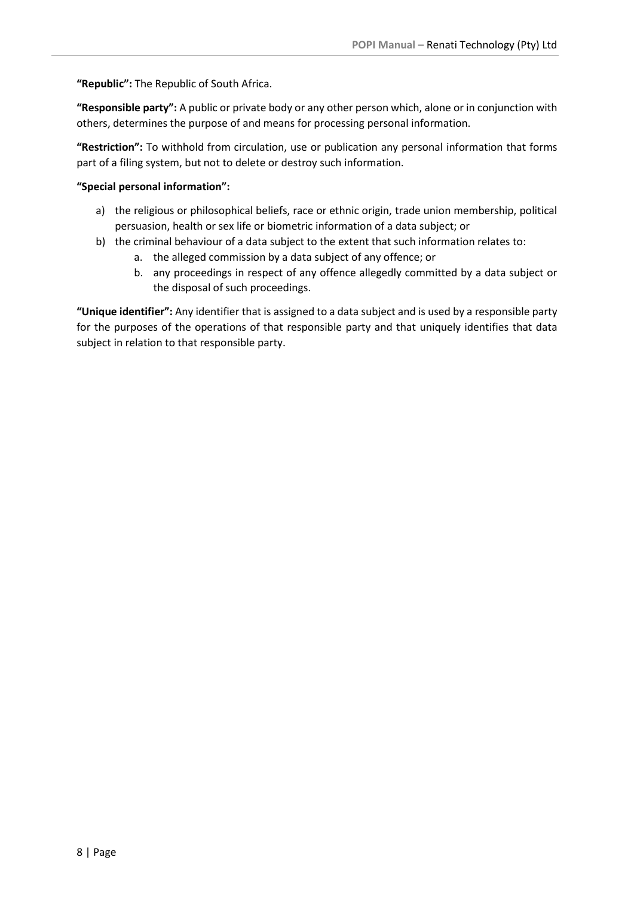**"Republic":** The Republic of South Africa.

**"Responsible party":** A public or private body or any other person which, alone or in conjunction with others, determines the purpose of and means for processing personal information.

**"Restriction":** To withhold from circulation, use or publication any personal information that forms part of a filing system, but not to delete or destroy such information.

**"Special personal information":**

a) the religious or philosophical beliefs, race or ethnic origin, trade union membership, political persuasion, health or sex life or biometric information of a data subject; or
b) the criminal behaviour of a data subject to the extent that such information relates to:
   a. the alleged commission by a data subject of any offence; or
   b. any proceedings in respect of any offence allegedly committed by a data subject or the disposal of such proceedings.

**"Unique identifier":** Any identifier that is assigned to a data subject and is used by a responsible party for the purposes of the operations of that responsible party and that uniquely identifies that data subject in relation to that responsible party.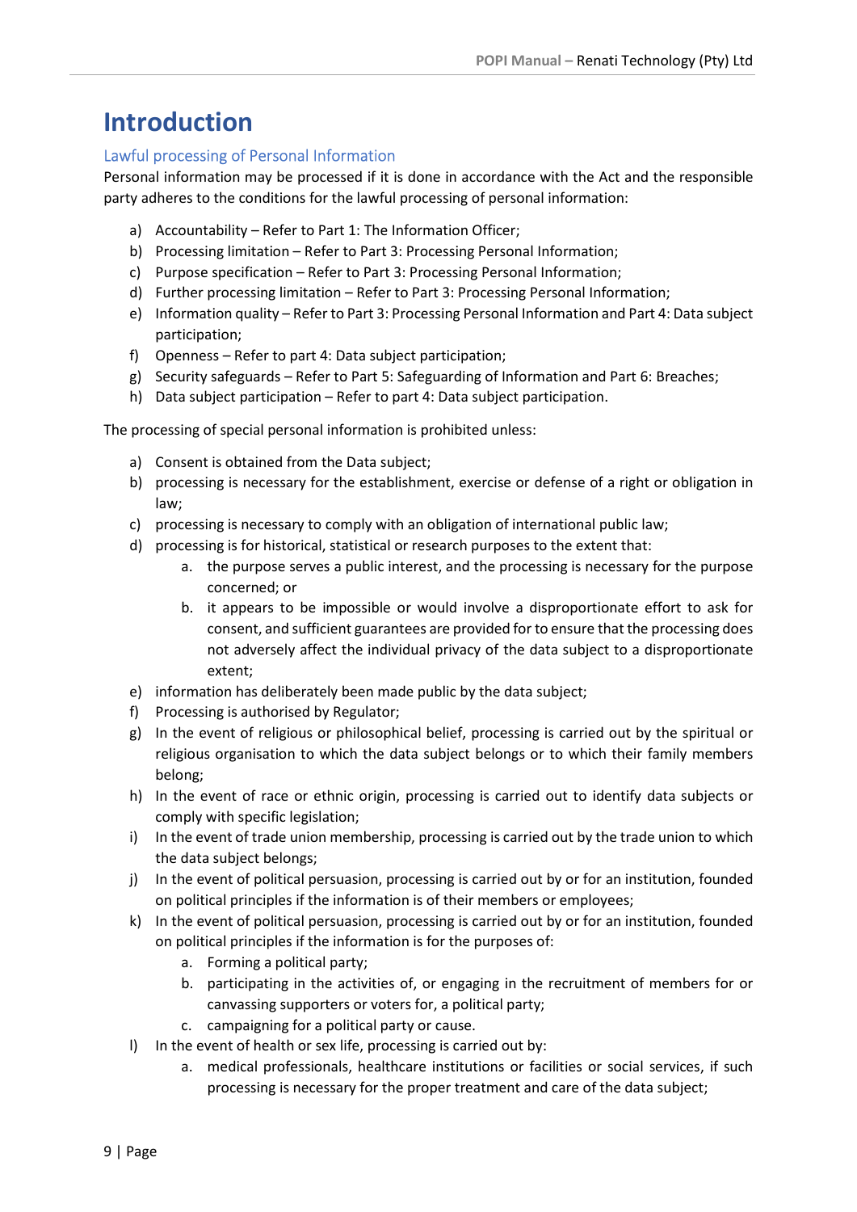# Introduction

## Lawful processing of Personal Information

Personal information may be processed if it is done in accordance with the Act and the responsible party adheres to the conditions for the lawful processing of personal information:

a) Accountability – Refer to Part 1: The Information Officer;
b) Processing limitation – Refer to Part 3: Processing Personal Information;
c) Purpose specification – Refer to Part 3: Processing Personal Information;
d) Further processing limitation – Refer to Part 3: Processing Personal Information;
e) Information quality – Refer to Part 3: Processing Personal Information and Part 4: Data subject participation;
f) Openness – Refer to part 4: Data subject participation;
g) Security safeguards – Refer to Part 5: Safeguarding of Information and Part 6: Breaches;
h) Data subject participation – Refer to part 4: Data subject participation.

The processing of special personal information is prohibited unless:

a) Consent is obtained from the Data subject;
b) processing is necessary for the establishment, exercise or defense of a right or obligation in law;
c) processing is necessary to comply with an obligation of international public law;
d) processing is for historical, statistical or research purposes to the extent that:
    a. the purpose serves a public interest, and the processing is necessary for the purpose concerned; or
    b. it appears to be impossible or would involve a disproportionate effort to ask for consent, and sufficient guarantees are provided for to ensure that the processing does not adversely affect the individual privacy of the data subject to a disproportionate extent;
e) information has deliberately been made public by the data subject;
f) Processing is authorised by Regulator;
g) In the event of religious or philosophical belief, processing is carried out by the spiritual or religious organisation to which the data subject belongs or to which their family members belong;
h) In the event of race or ethnic origin, processing is carried out to identify data subjects or comply with specific legislation;
i) In the event of trade union membership, processing is carried out by the trade union to which the data subject belongs;
j) In the event of political persuasion, processing is carried out by or for an institution, founded on political principles if the information is of their members or employees;
k) In the event of political persuasion, processing is carried out by or for an institution, founded on political principles if the information is for the purposes of:
    a. Forming a political party;
    b. participating in the activities of, or engaging in the recruitment of members for or canvassing supporters or voters for, a political party;
    c. campaigning for a political party or cause.
l) In the event of health or sex life, processing is carried out by:
    a. medical professionals, healthcare institutions or facilities or social services, if such processing is necessary for the proper treatment and care of the data subject;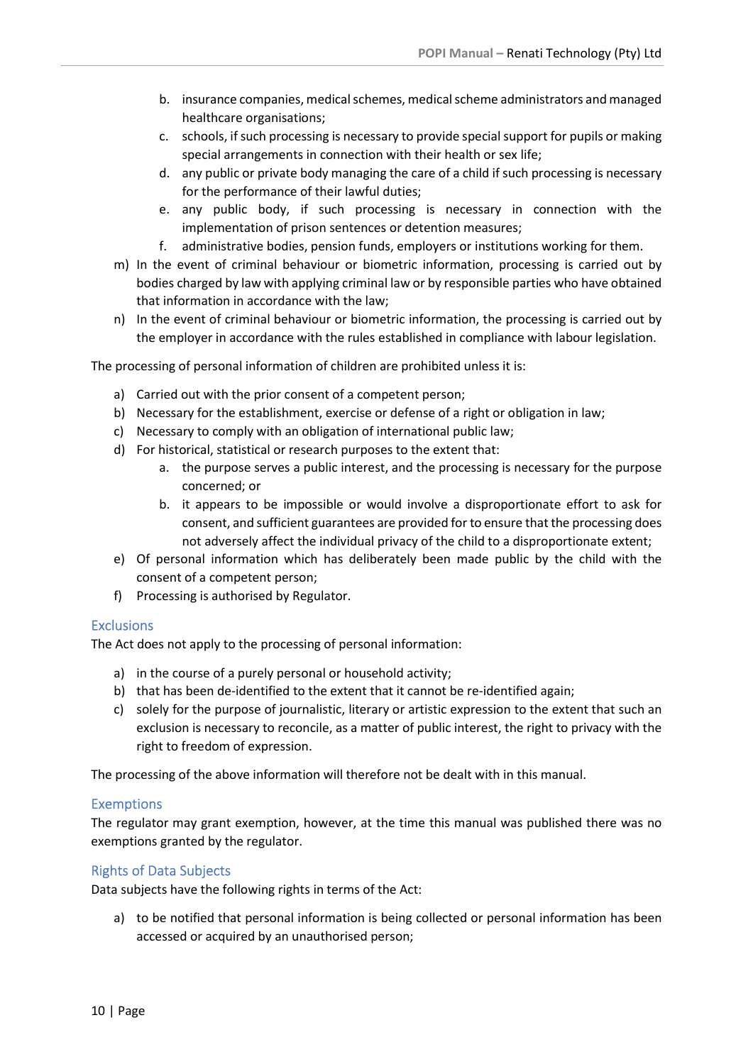b. insurance companies, medical schemes, medical scheme administrators and managed healthcare organisations;
   c. schools, if such processing is necessary to provide special support for pupils or making special arrangements in connection with their health or sex life;
   d. any public or private body managing the care of a child if such processing is necessary for the performance of their lawful duties;
   e. any public body, if such processing is necessary in connection with the implementation of prison sentences or detention measures;
   f. administrative bodies, pension funds, employers or institutions working for them.

m) In the event of criminal behaviour or biometric information, processing is carried out by bodies charged by law with applying criminal law or by responsible parties who have obtained that information in accordance with the law;

n) In the event of criminal behaviour or biometric information, the processing is carried out by the employer in accordance with the rules established in compliance with labour legislation.

The processing of personal information of children are prohibited unless it is:

a) Carried out with the prior consent of a competent person;
b) Necessary for the establishment, exercise or defense of a right or obligation in law;
c) Necessary to comply with an obligation of international public law;
d) For historical, statistical or research purposes to the extent that:
   a. the purpose serves a public interest, and the processing is necessary for the purpose concerned; or
   b. it appears to be impossible or would involve a disproportionate effort to ask for consent, and sufficient guarantees are provided for to ensure that the processing does not adversely affect the individual privacy of the child to a disproportionate extent;
e) Of personal information which has deliberately been made public by the child with the consent of a competent person;
f) Processing is authorised by Regulator.

## Exclusions

The Act does not apply to the processing of personal information:

a) in the course of a purely personal or household activity;
b) that has been de-identified to the extent that it cannot be re-identified again;
c) solely for the purpose of journalistic, literary or artistic expression to the extent that such an exclusion is necessary to reconcile, as a matter of public interest, the right to privacy with the right to freedom of expression.

The processing of the above information will therefore not be dealt with in this manual.

## Exemptions

The regulator may grant exemption, however, at the time this manual was published there was no exemptions granted by the regulator.

## Rights of Data Subjects

Data subjects have the following rights in terms of the Act:

a) to be notified that personal information is being collected or personal information has been accessed or acquired by an unauthorised person;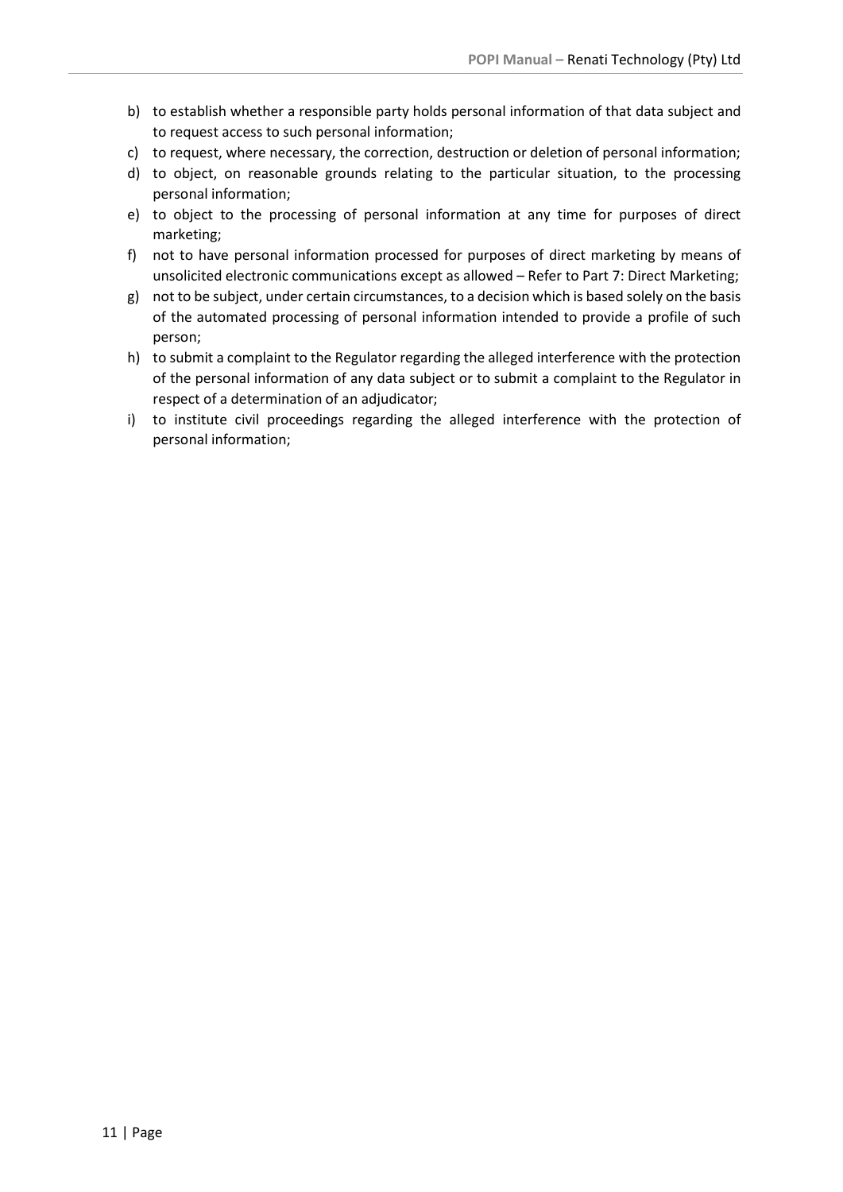b) to establish whether a responsible party holds personal information of that data subject and to request access to such personal information;
c) to request, where necessary, the correction, destruction or deletion of personal information;
d) to object, on reasonable grounds relating to the particular situation, to the processing personal information;
e) to object to the processing of personal information at any time for purposes of direct marketing;
f) not to have personal information processed for purposes of direct marketing by means of unsolicited electronic communications except as allowed – Refer to Part 7: Direct Marketing;
g) not to be subject, under certain circumstances, to a decision which is based solely on the basis of the automated processing of personal information intended to provide a profile of such person;
h) to submit a complaint to the Regulator regarding the alleged interference with the protection of the personal information of any data subject or to submit a complaint to the Regulator in respect of a determination of an adjudicator;
i) to institute civil proceedings regarding the alleged interference with the protection of personal information;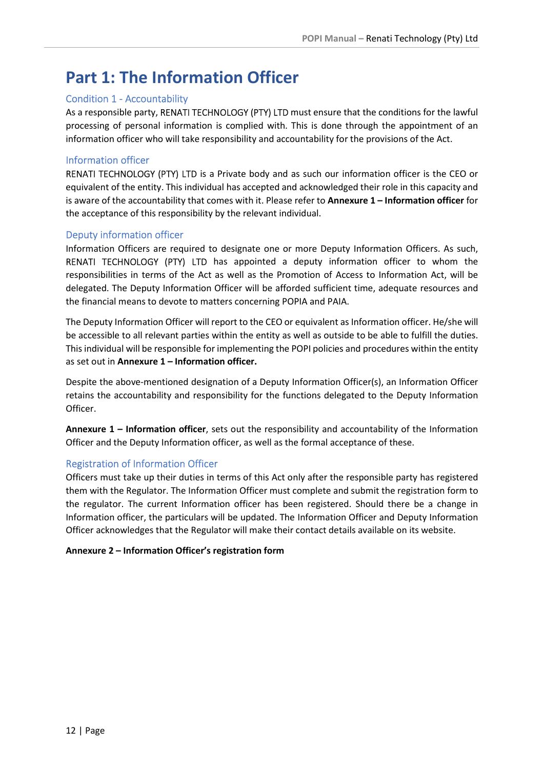# Part 1: The Information Officer

## Condition 1 - Accountability

As a responsible party, RENATI TECHNOLOGY (PTY) LTD must ensure that the conditions for the lawful processing of personal information is complied with. This is done through the appointment of an information officer who will take responsibility and accountability for the provisions of the Act.

## Information officer

RENATI TECHNOLOGY (PTY) LTD is a Private body and as such our information officer is the CEO or equivalent of the entity. This individual has accepted and acknowledged their role in this capacity and is aware of the accountability that comes with it. Please refer to **Annexure 1 – Information officer** for the acceptance of this responsibility by the relevant individual.

## Deputy information officer

Information Officers are required to designate one or more Deputy Information Officers. As such, RENATI TECHNOLOGY (PTY) LTD has appointed a deputy information officer to whom the responsibilities in terms of the Act as well as the Promotion of Access to Information Act, will be delegated. The Deputy Information Officer will be afforded sufficient time, adequate resources and the financial means to devote to matters concerning POPIA and PAIA.

The Deputy Information Officer will report to the CEO or equivalent as Information officer. He/she will be accessible to all relevant parties within the entity as well as outside to be able to fulfill the duties. This individual will be responsible for implementing the POPI policies and procedures within the entity as set out in **Annexure 1 – Information officer.**

Despite the above-mentioned designation of a Deputy Information Officer(s), an Information Officer retains the accountability and responsibility for the functions delegated to the Deputy Information Officer.

**Annexure 1 – Information officer**, sets out the responsibility and accountability of the Information Officer and the Deputy Information officer, as well as the formal acceptance of these.

## Registration of Information Officer

Officers must take up their duties in terms of this Act only after the responsible party has registered them with the Regulator. The Information Officer must complete and submit the registration form to the regulator. The current Information officer has been registered. Should there be a change in Information officer, the particulars will be updated. The Information Officer and Deputy Information Officer acknowledges that the Regulator will make their contact details available on its website.

**Annexure 2 – Information Officer's registration form**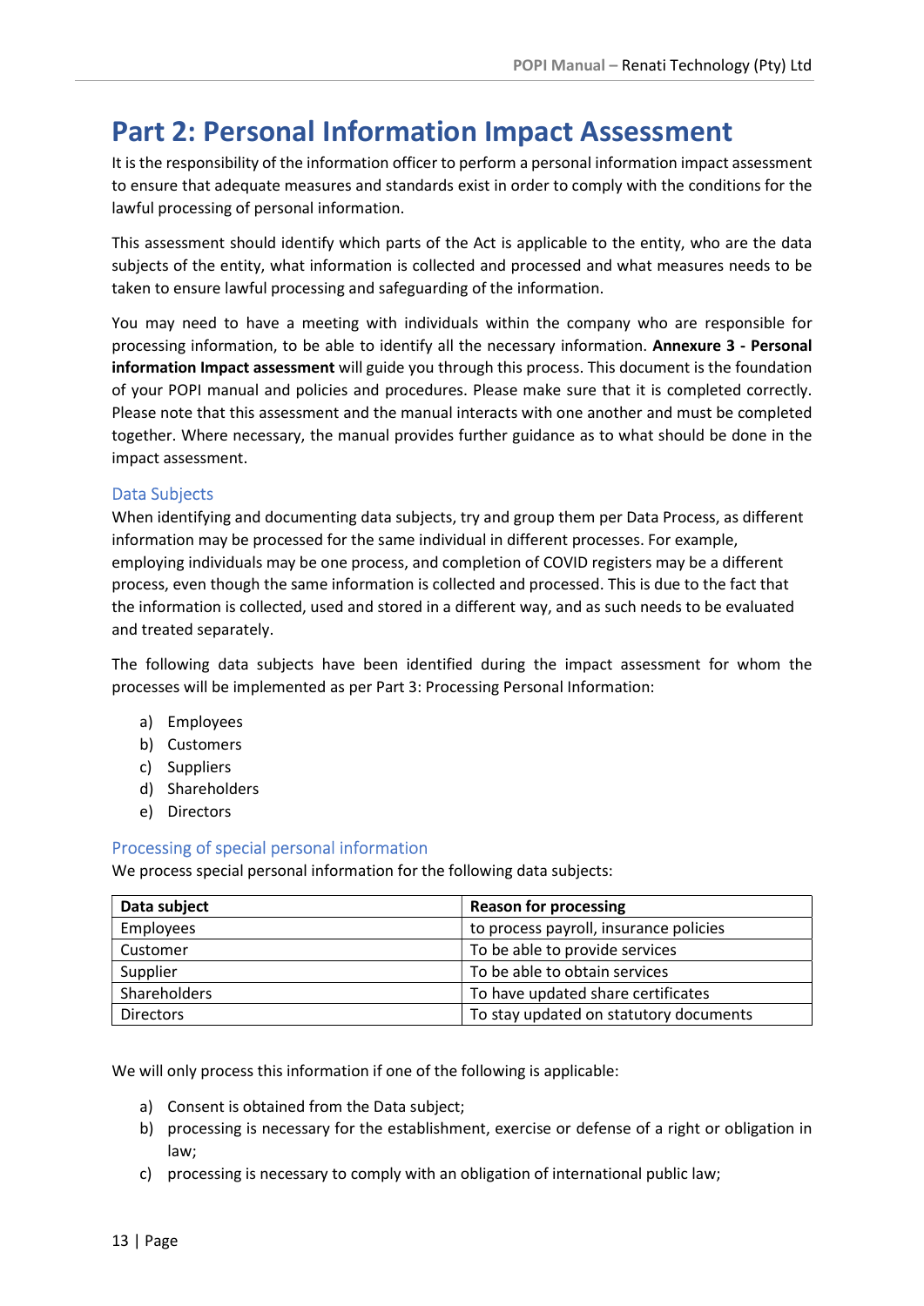# Part 2: Personal Information Impact Assessment

It is the responsibility of the information officer to perform a personal information impact assessment to ensure that adequate measures and standards exist in order to comply with the conditions for the lawful processing of personal information.

This assessment should identify which parts of the Act is applicable to the entity, who are the data subjects of the entity, what information is collected and processed and what measures needs to be taken to ensure lawful processing and safeguarding of the information.

You may need to have a meeting with individuals within the company who are responsible for processing information, to be able to identify all the necessary information. **Annexure 3 - Personal information Impact assessment** will guide you through this process. This document is the foundation of your POPI manual and policies and procedures. Please make sure that it is completed correctly. Please note that this assessment and the manual interacts with one another and must be completed together. Where necessary, the manual provides further guidance as to what should be done in the impact assessment.

### Data Subjects

When identifying and documenting data subjects, try and group them per Data Process, as different information may be processed for the same individual in different processes. For example, employing individuals may be one process, and completion of COVID registers may be a different process, even though the same information is collected and processed. This is due to the fact that the information is collected, used and stored in a different way, and as such needs to be evaluated and treated separately.

The following data subjects have been identified during the impact assessment for whom the processes will be implemented as per Part 3: Processing Personal Information:

a) Employees
b) Customers
c) Suppliers
d) Shareholders
e) Directors

### Processing of special personal information

We process special personal information for the following data subjects:

| Data subject | Reason for processing |
|---|---|
| Employees | to process payroll, insurance policies |
| Customer | To be able to provide services |
| Supplier | To be able to obtain services |
| Shareholders | To have updated share certificates |
| Directors | To stay updated on statutory documents |

We will only process this information if one of the following is applicable:

a) Consent is obtained from the Data subject;
b) processing is necessary for the establishment, exercise or defense of a right or obligation in law;
c) processing is necessary to comply with an obligation of international public law;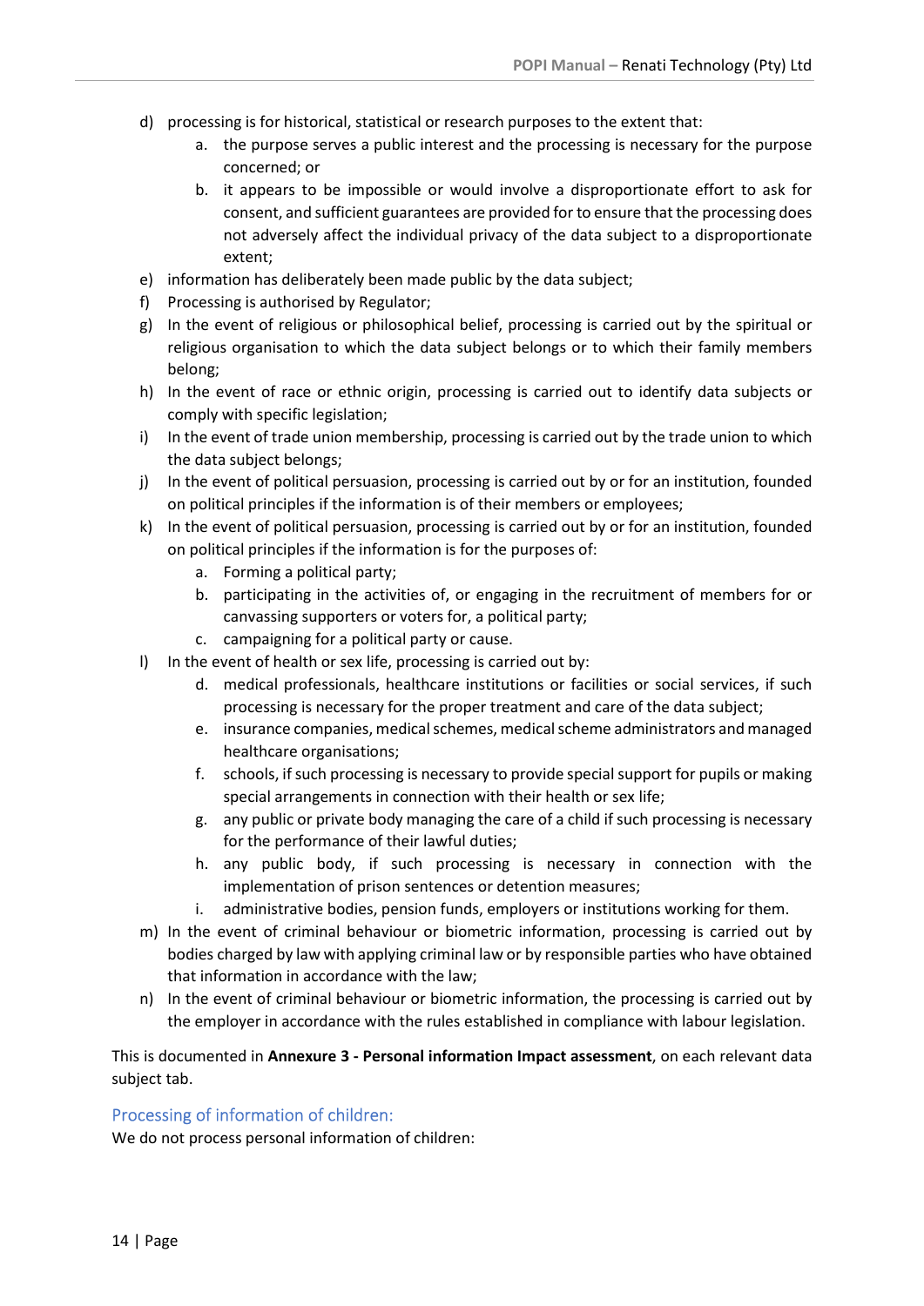d) processing is for historical, statistical or research purposes to the extent that:
   a. the purpose serves a public interest and the processing is necessary for the purpose concerned; or
   b. it appears to be impossible or would involve a disproportionate effort to ask for consent, and sufficient guarantees are provided for to ensure that the processing does not adversely affect the individual privacy of the data subject to a disproportionate extent;
e) information has deliberately been made public by the data subject;
f) Processing is authorised by Regulator;
g) In the event of religious or philosophical belief, processing is carried out by the spiritual or religious organisation to which the data subject belongs or to which their family members belong;
h) In the event of race or ethnic origin, processing is carried out to identify data subjects or comply with specific legislation;
i) In the event of trade union membership, processing is carried out by the trade union to which the data subject belongs;
j) In the event of political persuasion, processing is carried out by or for an institution, founded on political principles if the information is of their members or employees;
k) In the event of political persuasion, processing is carried out by or for an institution, founded on political principles if the information is for the purposes of:
   a. Forming a political party;
   b. participating in the activities of, or engaging in the recruitment of members for or canvassing supporters or voters for, a political party;
   c. campaigning for a political party or cause.
l) In the event of health or sex life, processing is carried out by:
   d. medical professionals, healthcare institutions or facilities or social services, if such processing is necessary for the proper treatment and care of the data subject;
   e. insurance companies, medical schemes, medical scheme administrators and managed healthcare organisations;
   f. schools, if such processing is necessary to provide special support for pupils or making special arrangements in connection with their health or sex life;
   g. any public or private body managing the care of a child if such processing is necessary for the performance of their lawful duties;
   h. any public body, if such processing is necessary in connection with the implementation of prison sentences or detention measures;
   i. administrative bodies, pension funds, employers or institutions working for them.
m) In the event of criminal behaviour or biometric information, processing is carried out by bodies charged by law with applying criminal law or by responsible parties who have obtained that information in accordance with the law;
n) In the event of criminal behaviour or biometric information, the processing is carried out by the employer in accordance with the rules established in compliance with labour legislation.

This is documented in **Annexure 3 - Personal information Impact assessment**, on each relevant data subject tab.

## Processing of information of children:

We do not process personal information of children: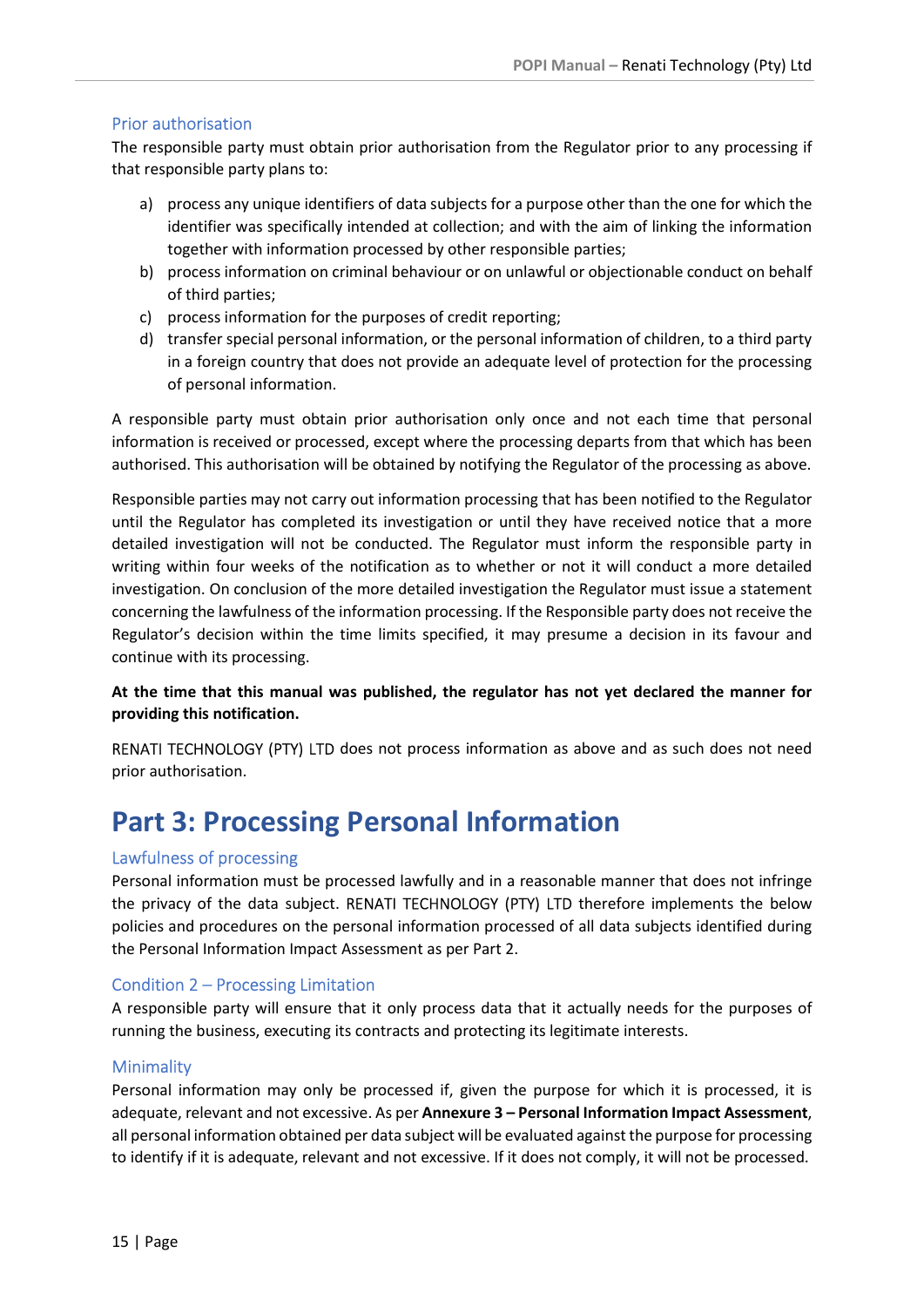### Prior authorisation

The responsible party must obtain prior authorisation from the Regulator prior to any processing if that responsible party plans to:

a) process any unique identifiers of data subjects for a purpose other than the one for which the identifier was specifically intended at collection; and with the aim of linking the information together with information processed by other responsible parties;
b) process information on criminal behaviour or on unlawful or objectionable conduct on behalf of third parties;
c) process information for the purposes of credit reporting;
d) transfer special personal information, or the personal information of children, to a third party in a foreign country that does not provide an adequate level of protection for the processing of personal information.

A responsible party must obtain prior authorisation only once and not each time that personal information is received or processed, except where the processing departs from that which has been authorised. This authorisation will be obtained by notifying the Regulator of the processing as above.

Responsible parties may not carry out information processing that has been notified to the Regulator until the Regulator has completed its investigation or until they have received notice that a more detailed investigation will not be conducted. The Regulator must inform the responsible party in writing within four weeks of the notification as to whether or not it will conduct a more detailed investigation. On conclusion of the more detailed investigation the Regulator must issue a statement concerning the lawfulness of the information processing. If the Responsible party does not receive the Regulator's decision within the time limits specified, it may presume a decision in its favour and continue with its processing.

**At the time that this manual was published, the regulator has not yet declared the manner for providing this notification.**

RENATI TECHNOLOGY (PTY) LTD does not process information as above and as such does not need prior authorisation.

# Part 3: Processing Personal Information

### Lawfulness of processing

Personal information must be processed lawfully and in a reasonable manner that does not infringe the privacy of the data subject. RENATI TECHNOLOGY (PTY) LTD therefore implements the below policies and procedures on the personal information processed of all data subjects identified during the Personal Information Impact Assessment as per Part 2.

### Condition 2 – Processing Limitation

A responsible party will ensure that it only process data that it actually needs for the purposes of running the business, executing its contracts and protecting its legitimate interests.

### Minimality

Personal information may only be processed if, given the purpose for which it is processed, it is adequate, relevant and not excessive. As per **Annexure 3 – Personal Information Impact Assessment**, all personal information obtained per data subject will be evaluated against the purpose for processing to identify if it is adequate, relevant and not excessive. If it does not comply, it will not be processed.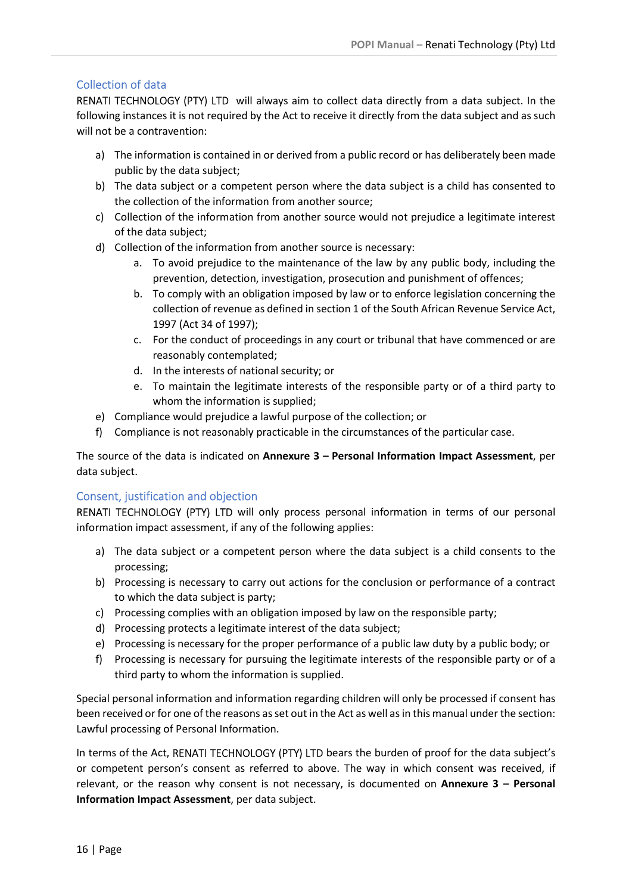## Collection of data

RENATI TECHNOLOGY (PTY) LTD will always aim to collect data directly from a data subject. In the following instances it is not required by the Act to receive it directly from the data subject and as such will not be a contravention:

a) The information is contained in or derived from a public record or has deliberately been made public by the data subject;
b) The data subject or a competent person where the data subject is a child has consented to the collection of the information from another source;
c) Collection of the information from another source would not prejudice a legitimate interest of the data subject;
d) Collection of the information from another source is necessary:
    a. To avoid prejudice to the maintenance of the law by any public body, including the prevention, detection, investigation, prosecution and punishment of offences;
    b. To comply with an obligation imposed by law or to enforce legislation concerning the collection of revenue as defined in section 1 of the South African Revenue Service Act, 1997 (Act 34 of 1997);
    c. For the conduct of proceedings in any court or tribunal that have commenced or are reasonably contemplated;
    d. In the interests of national security; or
    e. To maintain the legitimate interests of the responsible party or of a third party to whom the information is supplied;
e) Compliance would prejudice a lawful purpose of the collection; or
f) Compliance is not reasonably practicable in the circumstances of the particular case.

The source of the data is indicated on **Annexure 3 – Personal Information Impact Assessment**, per data subject.

## Consent, justification and objection

RENATI TECHNOLOGY (PTY) LTD will only process personal information in terms of our personal information impact assessment, if any of the following applies:

a) The data subject or a competent person where the data subject is a child consents to the processing;
b) Processing is necessary to carry out actions for the conclusion or performance of a contract to which the data subject is party;
c) Processing complies with an obligation imposed by law on the responsible party;
d) Processing protects a legitimate interest of the data subject;
e) Processing is necessary for the proper performance of a public law duty by a public body; or
f) Processing is necessary for pursuing the legitimate interests of the responsible party or of a third party to whom the information is supplied.

Special personal information and information regarding children will only be processed if consent has been received or for one of the reasons as set out in the Act as well as in this manual under the section: Lawful processing of Personal Information.

In terms of the Act, RENATI TECHNOLOGY (PTY) LTD bears the burden of proof for the data subject's or competent person's consent as referred to above. The way in which consent was received, if relevant, or the reason why consent is not necessary, is documented on **Annexure 3 – Personal Information Impact Assessment**, per data subject.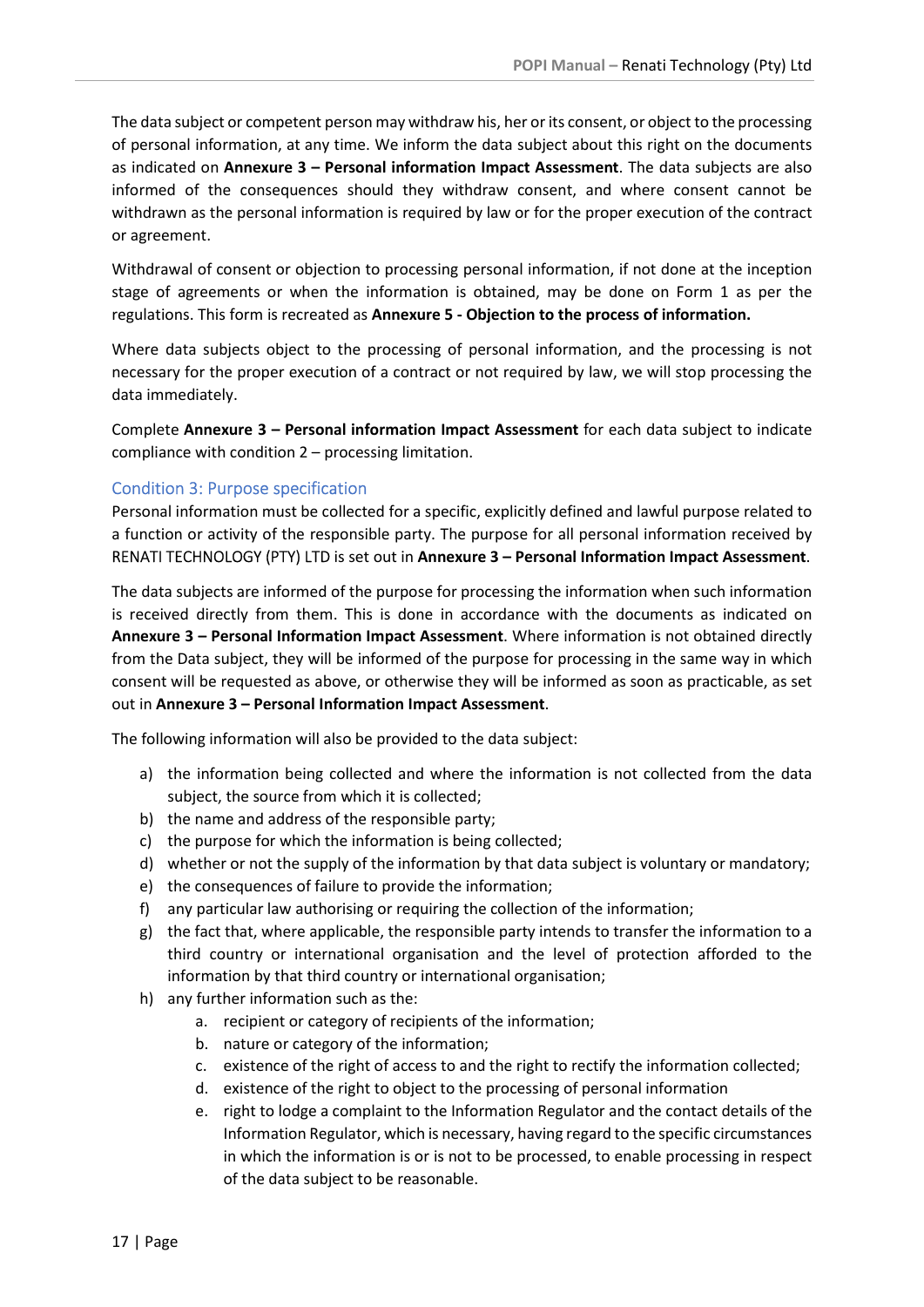The data subject or competent person may withdraw his, her or its consent, or object to the processing of personal information, at any time. We inform the data subject about this right on the documents as indicated on **Annexure 3 – Personal information Impact Assessment**. The data subjects are also informed of the consequences should they withdraw consent, and where consent cannot be withdrawn as the personal information is required by law or for the proper execution of the contract or agreement.

Withdrawal of consent or objection to processing personal information, if not done at the inception stage of agreements or when the information is obtained, may be done on Form 1 as per the regulations. This form is recreated as **Annexure 5 - Objection to the process of information.**

Where data subjects object to the processing of personal information, and the processing is not necessary for the proper execution of a contract or not required by law, we will stop processing the data immediately.

Complete **Annexure 3 – Personal information Impact Assessment** for each data subject to indicate compliance with condition 2 – processing limitation.

### Condition 3: Purpose specification

Personal information must be collected for a specific, explicitly defined and lawful purpose related to a function or activity of the responsible party. The purpose for all personal information received by RENATI TECHNOLOGY (PTY) LTD is set out in **Annexure 3 – Personal Information Impact Assessment**.

The data subjects are informed of the purpose for processing the information when such information is received directly from them. This is done in accordance with the documents as indicated on **Annexure 3 – Personal Information Impact Assessment**. Where information is not obtained directly from the Data subject, they will be informed of the purpose for processing in the same way in which consent will be requested as above, or otherwise they will be informed as soon as practicable, as set out in **Annexure 3 – Personal Information Impact Assessment**.

The following information will also be provided to the data subject:

a) the information being collected and where the information is not collected from the data subject, the source from which it is collected;
b) the name and address of the responsible party;
c) the purpose for which the information is being collected;
d) whether or not the supply of the information by that data subject is voluntary or mandatory;
e) the consequences of failure to provide the information;
f) any particular law authorising or requiring the collection of the information;
g) the fact that, where applicable, the responsible party intends to transfer the information to a third country or international organisation and the level of protection afforded to the information by that third country or international organisation;
h) any further information such as the:
    a. recipient or category of recipients of the information;
    b. nature or category of the information;
    c. existence of the right of access to and the right to rectify the information collected;
    d. existence of the right to object to the processing of personal information
    e. right to lodge a complaint to the Information Regulator and the contact details of the Information Regulator, which is necessary, having regard to the specific circumstances in which the information is or is not to be processed, to enable processing in respect of the data subject to be reasonable.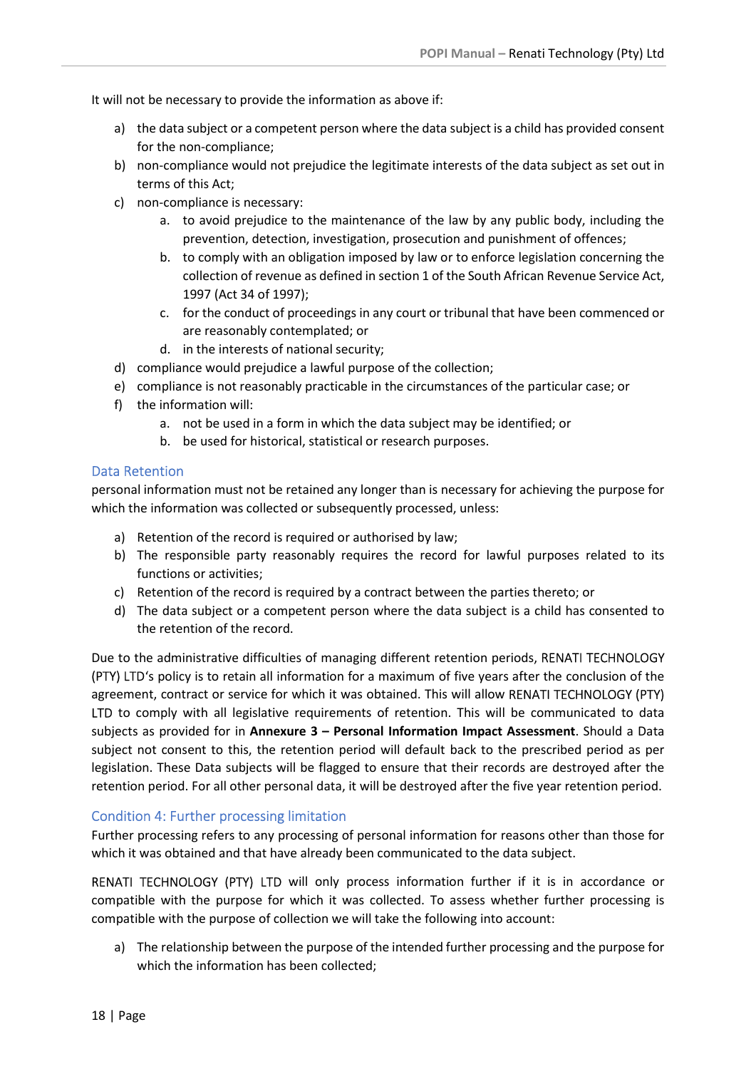It will not be necessary to provide the information as above if:

a) the data subject or a competent person where the data subject is a child has provided consent for the non-compliance;
b) non-compliance would not prejudice the legitimate interests of the data subject as set out in terms of this Act;
c) non-compliance is necessary:
    a. to avoid prejudice to the maintenance of the law by any public body, including the prevention, detection, investigation, prosecution and punishment of offences;
    b. to comply with an obligation imposed by law or to enforce legislation concerning the collection of revenue as defined in section 1 of the South African Revenue Service Act, 1997 (Act 34 of 1997);
    c. for the conduct of proceedings in any court or tribunal that have been commenced or are reasonably contemplated; or
    d. in the interests of national security;
d) compliance would prejudice a lawful purpose of the collection;
e) compliance is not reasonably practicable in the circumstances of the particular case; or
f) the information will:
    a. not be used in a form in which the data subject may be identified; or
    b. be used for historical, statistical or research purposes.

### Data Retention

personal information must not be retained any longer than is necessary for achieving the purpose for which the information was collected or subsequently processed, unless:

a) Retention of the record is required or authorised by law;
b) The responsible party reasonably requires the record for lawful purposes related to its functions or activities;
c) Retention of the record is required by a contract between the parties thereto; or
d) The data subject or a competent person where the data subject is a child has consented to the retention of the record.

Due to the administrative difficulties of managing different retention periods, RENATI TECHNOLOGY (PTY) LTD's policy is to retain all information for a maximum of five years after the conclusion of the agreement, contract or service for which it was obtained. This will allow RENATI TECHNOLOGY (PTY) LTD to comply with all legislative requirements of retention. This will be communicated to data subjects as provided for in **Annexure 3 – Personal Information Impact Assessment**. Should a Data subject not consent to this, the retention period will default back to the prescribed period as per legislation. These Data subjects will be flagged to ensure that their records are destroyed after the retention period. For all other personal data, it will be destroyed after the five year retention period.

### Condition 4: Further processing limitation

Further processing refers to any processing of personal information for reasons other than those for which it was obtained and that have already been communicated to the data subject.

RENATI TECHNOLOGY (PTY) LTD will only process information further if it is in accordance or compatible with the purpose for which it was collected. To assess whether further processing is compatible with the purpose of collection we will take the following into account:

a) The relationship between the purpose of the intended further processing and the purpose for which the information has been collected;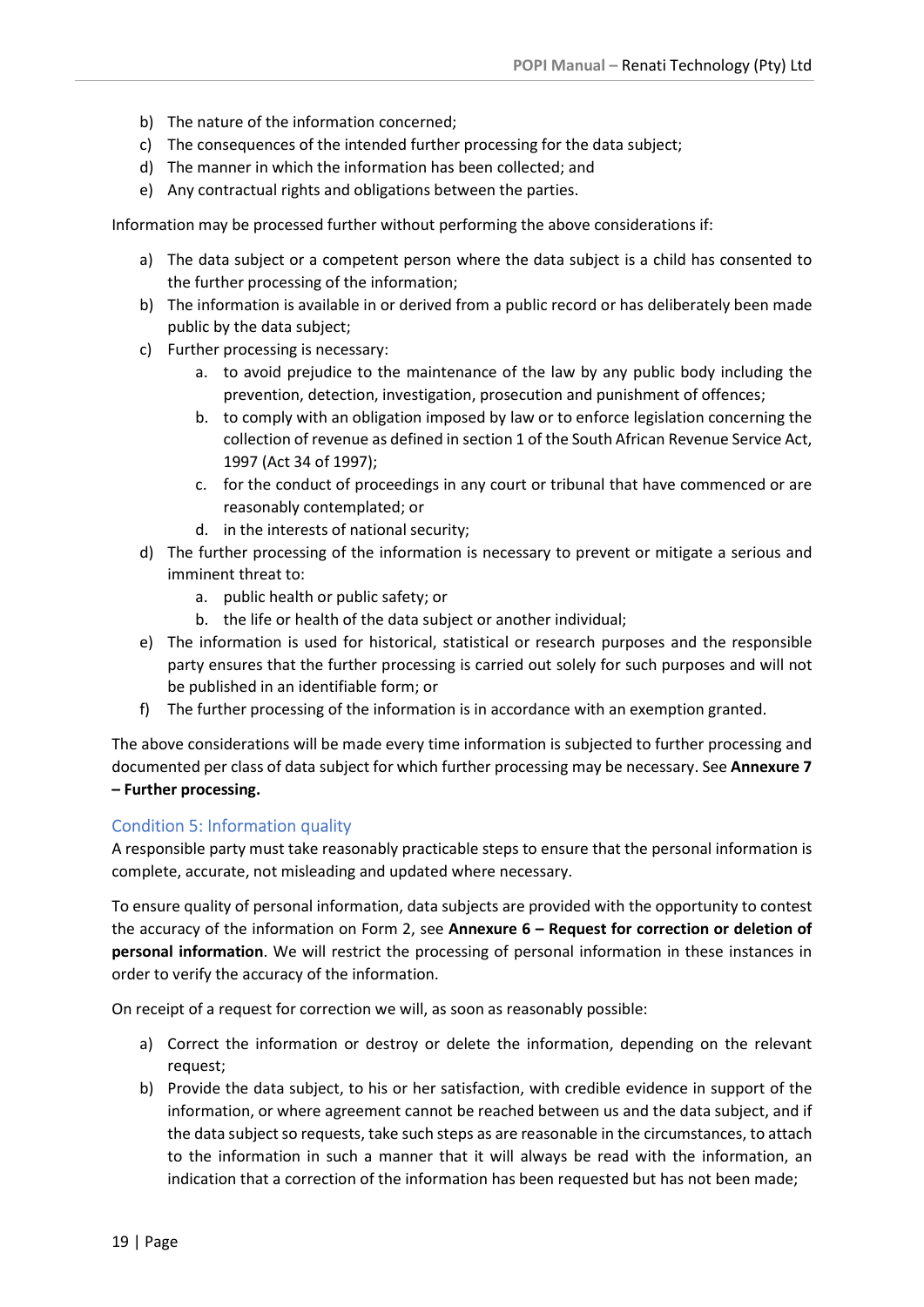b) The nature of the information concerned;
c) The consequences of the intended further processing for the data subject;
d) The manner in which the information has been collected; and
e) Any contractual rights and obligations between the parties.

Information may be processed further without performing the above considerations if:

a) The data subject or a competent person where the data subject is a child has consented to the further processing of the information;
b) The information is available in or derived from a public record or has deliberately been made public by the data subject;
c) Further processing is necessary:
    a. to avoid prejudice to the maintenance of the law by any public body including the prevention, detection, investigation, prosecution and punishment of offences;
    b. to comply with an obligation imposed by law or to enforce legislation concerning the collection of revenue as defined in section 1 of the South African Revenue Service Act, 1997 (Act 34 of 1997);
    c. for the conduct of proceedings in any court or tribunal that have commenced or are reasonably contemplated; or
    d. in the interests of national security;
d) The further processing of the information is necessary to prevent or mitigate a serious and imminent threat to:
    a. public health or public safety; or
    b. the life or health of the data subject or another individual;
e) The information is used for historical, statistical or research purposes and the responsible party ensures that the further processing is carried out solely for such purposes and will not be published in an identifiable form; or
f) The further processing of the information is in accordance with an exemption granted.

The above considerations will be made every time information is subjected to further processing and documented per class of data subject for which further processing may be necessary. See **Annexure 7 – Further processing.**

### Condition 5: Information quality

A responsible party must take reasonably practicable steps to ensure that the personal information is complete, accurate, not misleading and updated where necessary.

To ensure quality of personal information, data subjects are provided with the opportunity to contest the accuracy of the information on Form 2, see **Annexure 6 – Request for correction or deletion of personal information**. We will restrict the processing of personal information in these instances in order to verify the accuracy of the information.

On receipt of a request for correction we will, as soon as reasonably possible:

a) Correct the information or destroy or delete the information, depending on the relevant request;
b) Provide the data subject, to his or her satisfaction, with credible evidence in support of the information, or where agreement cannot be reached between us and the data subject, and if the data subject so requests, take such steps as are reasonable in the circumstances, to attach to the information in such a manner that it will always be read with the information, an indication that a correction of the information has been requested but has not been made;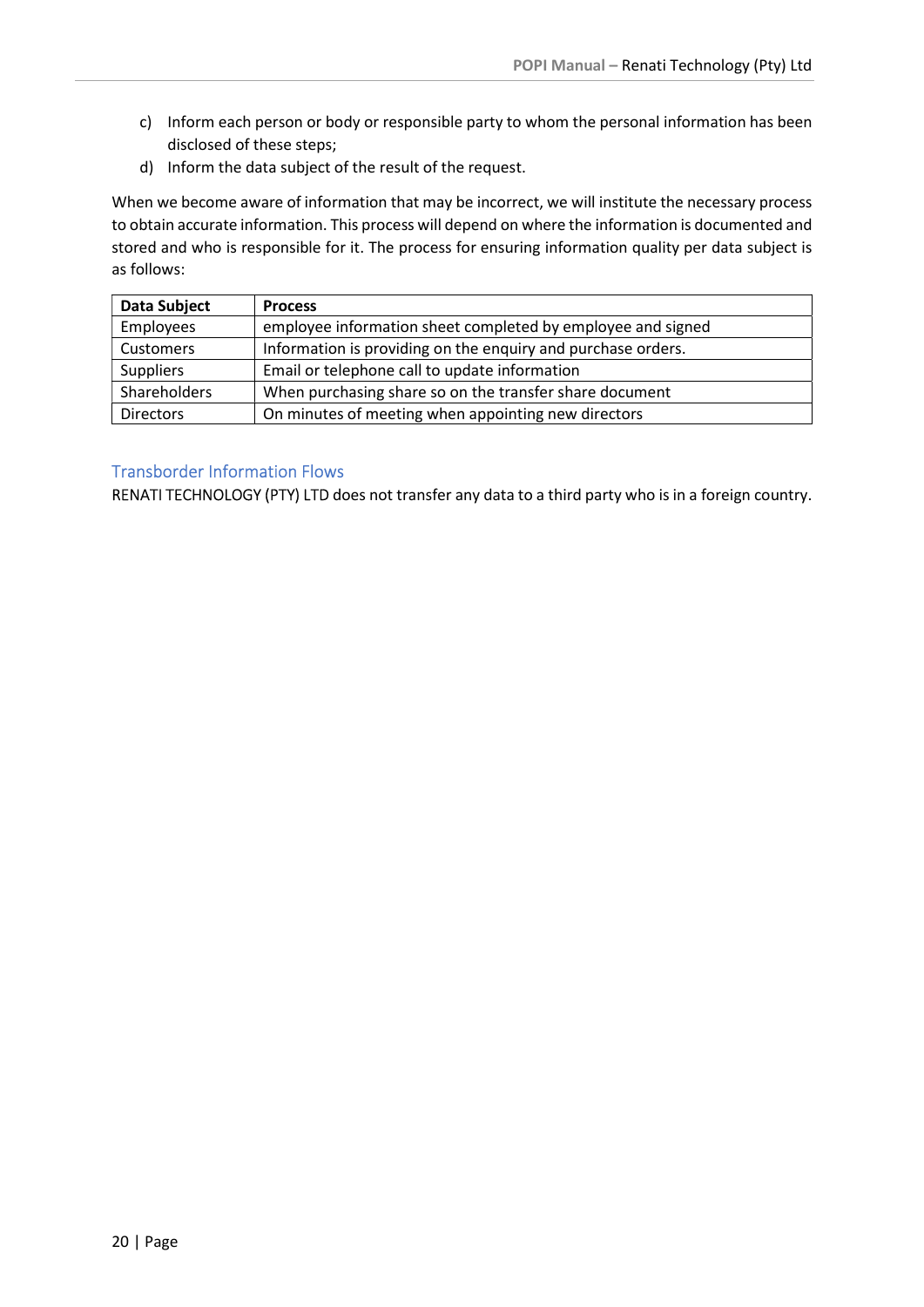c) Inform each person or body or responsible party to whom the personal information has been disclosed of these steps;
d) Inform the data subject of the result of the request.

When we become aware of information that may be incorrect, we will institute the necessary process to obtain accurate information. This process will depend on where the information is documented and stored and who is responsible for it. The process for ensuring information quality per data subject is as follows:

| Data Subject | Process |
| --- | --- |
| Employees | employee information sheet completed by employee and signed |
| Customers | Information is providing on the enquiry and purchase orders. |
| Suppliers | Email or telephone call to update information |
| Shareholders | When purchasing share so on the transfer share document |
| Directors | On minutes of meeting when appointing new directors |

## Transborder Information Flows

RENATI TECHNOLOGY (PTY) LTD does not transfer any data to a third party who is in a foreign country.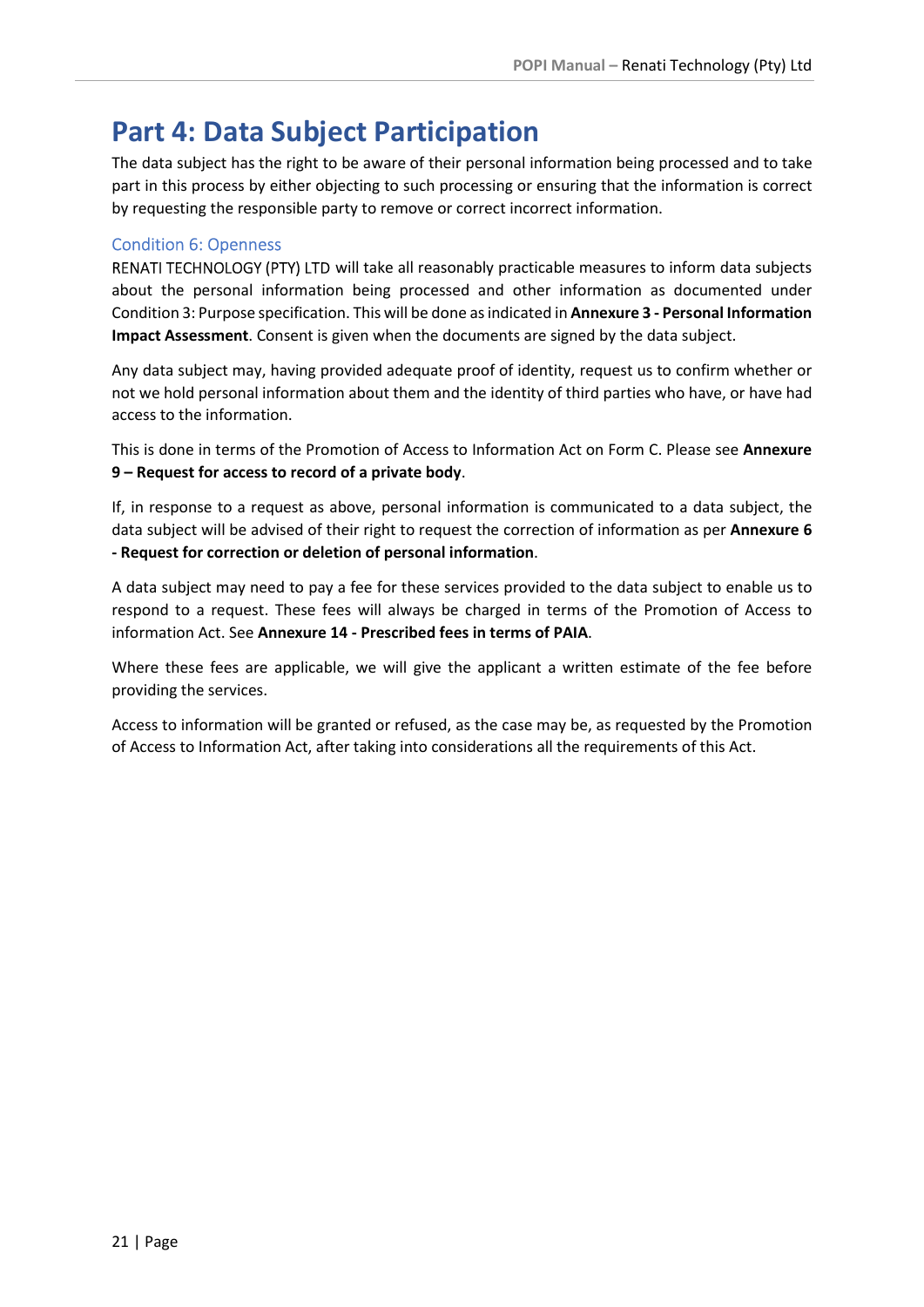# Part 4: Data Subject Participation

The data subject has the right to be aware of their personal information being processed and to take part in this process by either objecting to such processing or ensuring that the information is correct by requesting the responsible party to remove or correct incorrect information.

## Condition 6: Openness

RENATI TECHNOLOGY (PTY) LTD will take all reasonably practicable measures to inform data subjects about the personal information being processed and other information as documented under Condition 3: Purpose specification. This will be done as indicated in **Annexure 3 - Personal Information Impact Assessment**. Consent is given when the documents are signed by the data subject.

Any data subject may, having provided adequate proof of identity, request us to confirm whether or not we hold personal information about them and the identity of third parties who have, or have had access to the information.

This is done in terms of the Promotion of Access to Information Act on Form C. Please see **Annexure 9 – Request for access to record of a private body**.

If, in response to a request as above, personal information is communicated to a data subject, the data subject will be advised of their right to request the correction of information as per **Annexure 6 - Request for correction or deletion of personal information**.

A data subject may need to pay a fee for these services provided to the data subject to enable us to respond to a request. These fees will always be charged in terms of the Promotion of Access to information Act. See **Annexure 14 - Prescribed fees in terms of PAIA**.

Where these fees are applicable, we will give the applicant a written estimate of the fee before providing the services.

Access to information will be granted or refused, as the case may be, as requested by the Promotion of Access to Information Act, after taking into considerations all the requirements of this Act.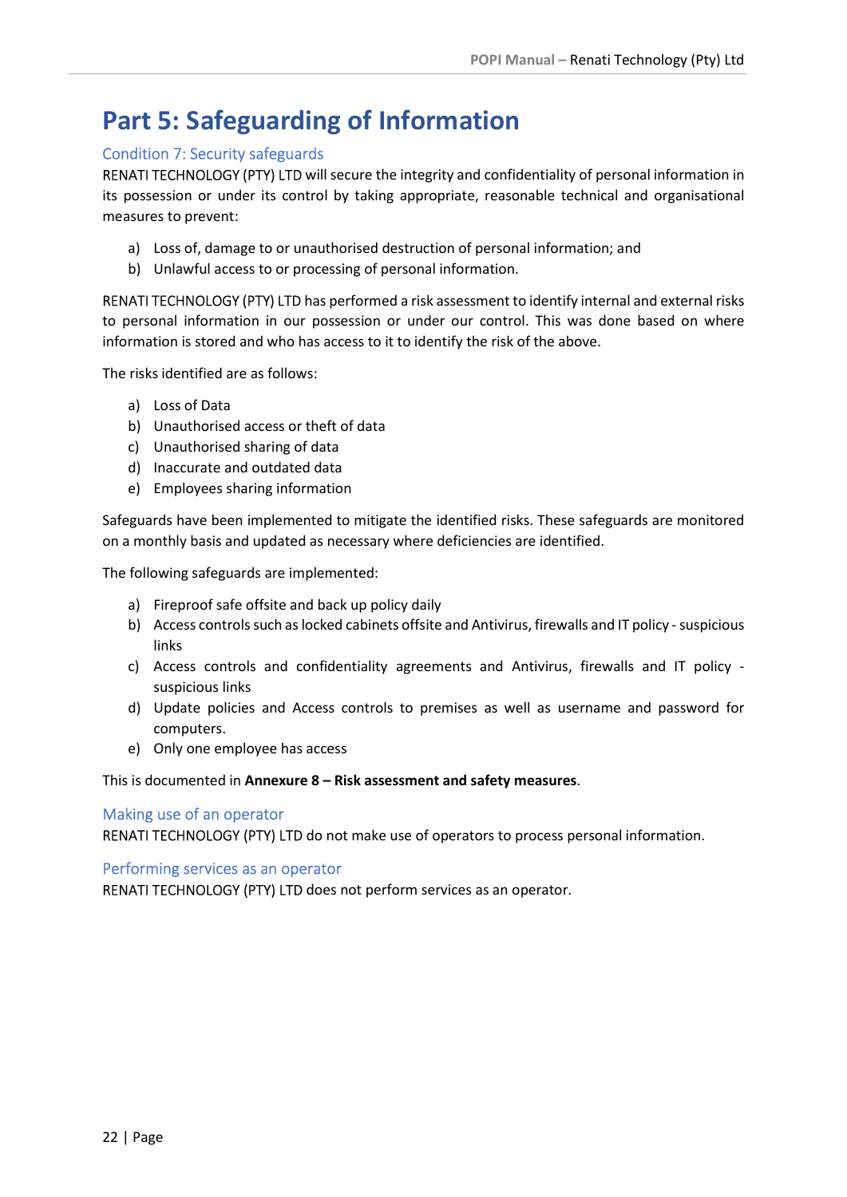# Part 5: Safeguarding of Information

## Condition 7: Security safeguards

RENATI TECHNOLOGY (PTY) LTD will secure the integrity and confidentiality of personal information in its possession or under its control by taking appropriate, reasonable technical and organisational measures to prevent:

a) Loss of, damage to or unauthorised destruction of personal information; and
b) Unlawful access to or processing of personal information.

RENATI TECHNOLOGY (PTY) LTD has performed a risk assessment to identify internal and external risks to personal information in our possession or under our control. This was done based on where information is stored and who has access to it to identify the risk of the above.

The risks identified are as follows:

a) Loss of Data
b) Unauthorised access or theft of data
c) Unauthorised sharing of data
d) Inaccurate and outdated data
e) Employees sharing information

Safeguards have been implemented to mitigate the identified risks. These safeguards are monitored on a monthly basis and updated as necessary where deficiencies are identified.

The following safeguards are implemented:

a) Fireproof safe offsite and back up policy daily
b) Access controls such as locked cabinets offsite and Antivirus, firewalls and IT policy - suspicious links
c) Access controls and confidentiality agreements and Antivirus, firewalls and IT policy - suspicious links
d) Update policies and Access controls to premises as well as username and password for computers.
e) Only one employee has access

This is documented in **Annexure 8 – Risk assessment and safety measures**.

## Making use of an operator

RENATI TECHNOLOGY (PTY) LTD do not make use of operators to process personal information.

## Performing services as an operator

RENATI TECHNOLOGY (PTY) LTD does not perform services as an operator.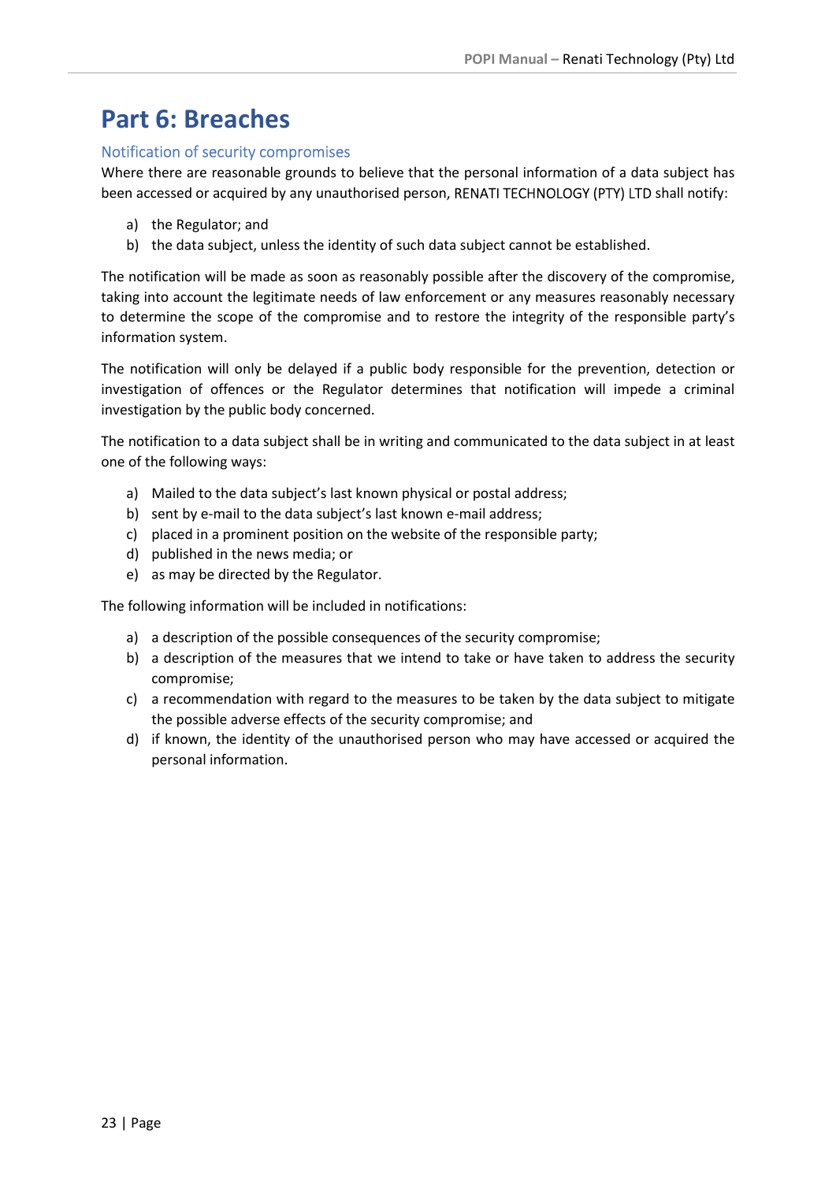# Part 6: Breaches

## Notification of security compromises

Where there are reasonable grounds to believe that the personal information of a data subject has been accessed or acquired by any unauthorised person, RENATI TECHNOLOGY (PTY) LTD shall notify:

a) the Regulator; and
b) the data subject, unless the identity of such data subject cannot be established.

The notification will be made as soon as reasonably possible after the discovery of the compromise, taking into account the legitimate needs of law enforcement or any measures reasonably necessary to determine the scope of the compromise and to restore the integrity of the responsible party's information system.

The notification will only be delayed if a public body responsible for the prevention, detection or investigation of offences or the Regulator determines that notification will impede a criminal investigation by the public body concerned.

The notification to a data subject shall be in writing and communicated to the data subject in at least one of the following ways:

a) Mailed to the data subject's last known physical or postal address;
b) sent by e-mail to the data subject's last known e-mail address;
c) placed in a prominent position on the website of the responsible party;
d) published in the news media; or
e) as may be directed by the Regulator.

The following information will be included in notifications:

a) a description of the possible consequences of the security compromise;
b) a description of the measures that we intend to take or have taken to address the security compromise;
c) a recommendation with regard to the measures to be taken by the data subject to mitigate the possible adverse effects of the security compromise; and
d) if known, the identity of the unauthorised person who may have accessed or acquired the personal information.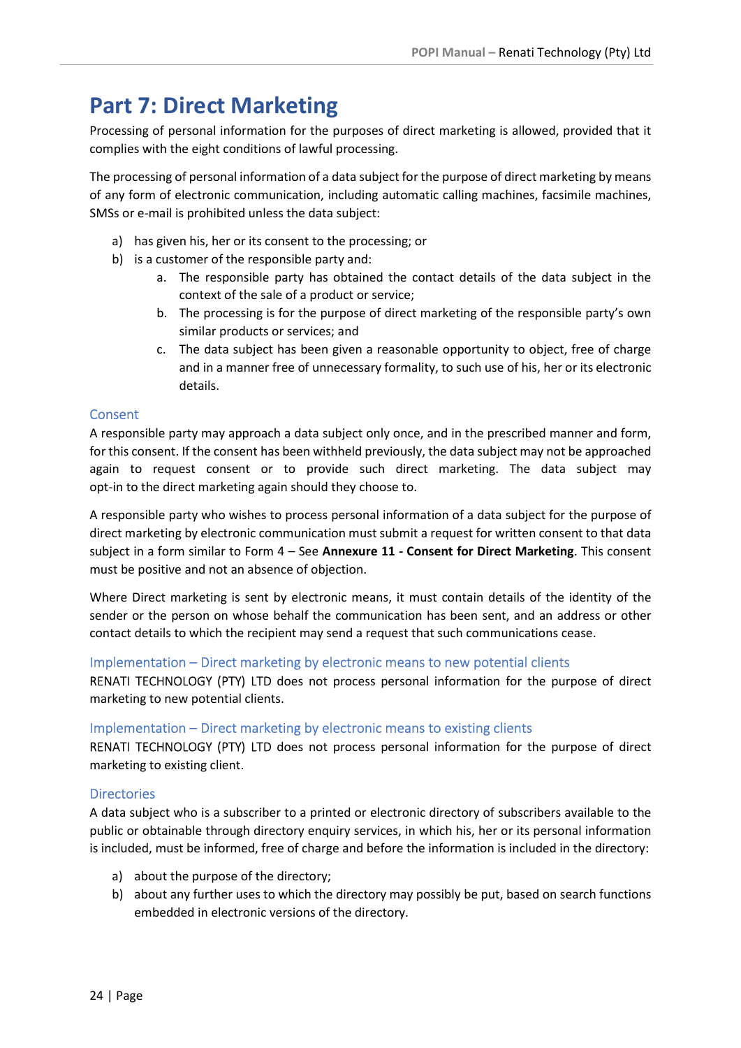# Part 7: Direct Marketing

Processing of personal information for the purposes of direct marketing is allowed, provided that it complies with the eight conditions of lawful processing.

The processing of personal information of a data subject for the purpose of direct marketing by means of any form of electronic communication, including automatic calling machines, facsimile machines, SMSs or e-mail is prohibited unless the data subject:

a) has given his, her or its consent to the processing; or
b) is a customer of the responsible party and:
   a. The responsible party has obtained the contact details of the data subject in the context of the sale of a product or service;
   b. The processing is for the purpose of direct marketing of the responsible party's own similar products or services; and
   c. The data subject has been given a reasonable opportunity to object, free of charge and in a manner free of unnecessary formality, to such use of his, her or its electronic details.

### Consent

A responsible party may approach a data subject only once, and in the prescribed manner and form, for this consent. If the consent has been withheld previously, the data subject may not be approached again to request consent or to provide such direct marketing. The data subject may opt-in to the direct marketing again should they choose to.

A responsible party who wishes to process personal information of a data subject for the purpose of direct marketing by electronic communication must submit a request for written consent to that data subject in a form similar to Form 4 – See **Annexure 11 - Consent for Direct Marketing**. This consent must be positive and not an absence of objection.

Where Direct marketing is sent by electronic means, it must contain details of the identity of the sender or the person on whose behalf the communication has been sent, and an address or other contact details to which the recipient may send a request that such communications cease.

### Implementation – Direct marketing by electronic means to new potential clients

RENATI TECHNOLOGY (PTY) LTD does not process personal information for the purpose of direct marketing to new potential clients.

### Implementation – Direct marketing by electronic means to existing clients

RENATI TECHNOLOGY (PTY) LTD does not process personal information for the purpose of direct marketing to existing client.

### Directories

A data subject who is a subscriber to a printed or electronic directory of subscribers available to the public or obtainable through directory enquiry services, in which his, her or its personal information is included, must be informed, free of charge and before the information is included in the directory:

a) about the purpose of the directory;
b) about any further uses to which the directory may possibly be put, based on search functions embedded in electronic versions of the directory.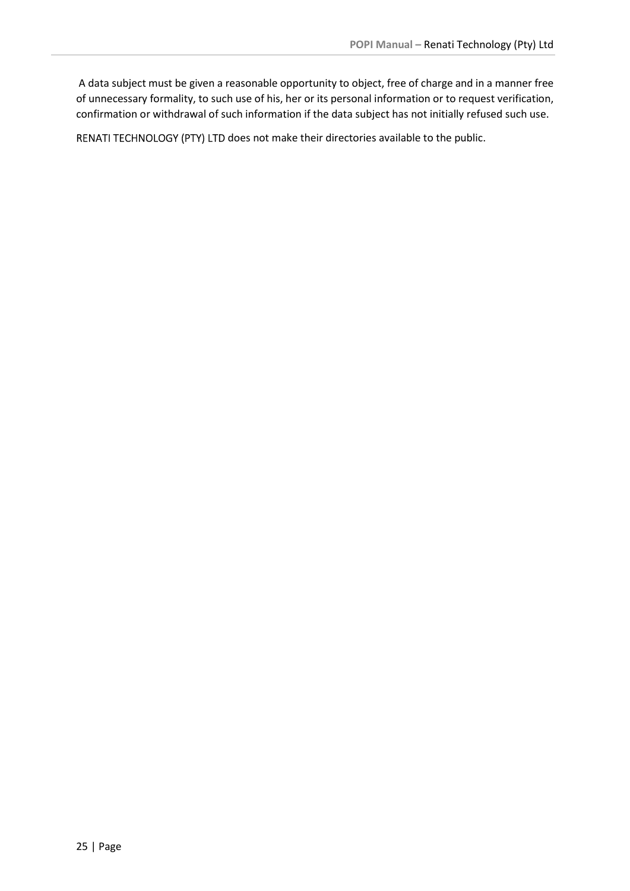A data subject must be given a reasonable opportunity to object, free of charge and in a manner free of unnecessary formality, to such use of his, her or its personal information or to request verification, confirmation or withdrawal of such information if the data subject has not initially refused such use.

RENATI TECHNOLOGY (PTY) LTD does not make their directories available to the public.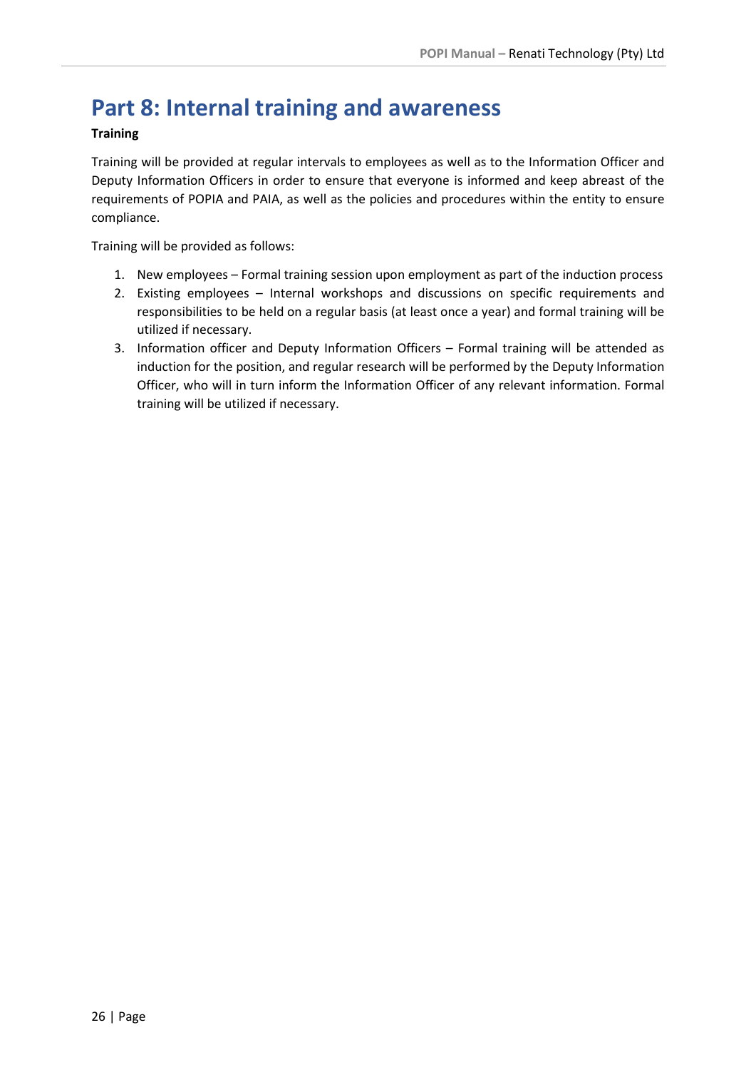# Part 8: Internal training and awareness

**Training**

Training will be provided at regular intervals to employees as well as to the Information Officer and Deputy Information Officers in order to ensure that everyone is informed and keep abreast of the requirements of POPIA and PAIA, as well as the policies and procedures within the entity to ensure compliance.

Training will be provided as follows:

1. New employees – Formal training session upon employment as part of the induction process
2. Existing employees – Internal workshops and discussions on specific requirements and responsibilities to be held on a regular basis (at least once a year) and formal training will be utilized if necessary.
3. Information officer and Deputy Information Officers – Formal training will be attended as induction for the position, and regular research will be performed by the Deputy Information Officer, who will in turn inform the Information Officer of any relevant information. Formal training will be utilized if necessary.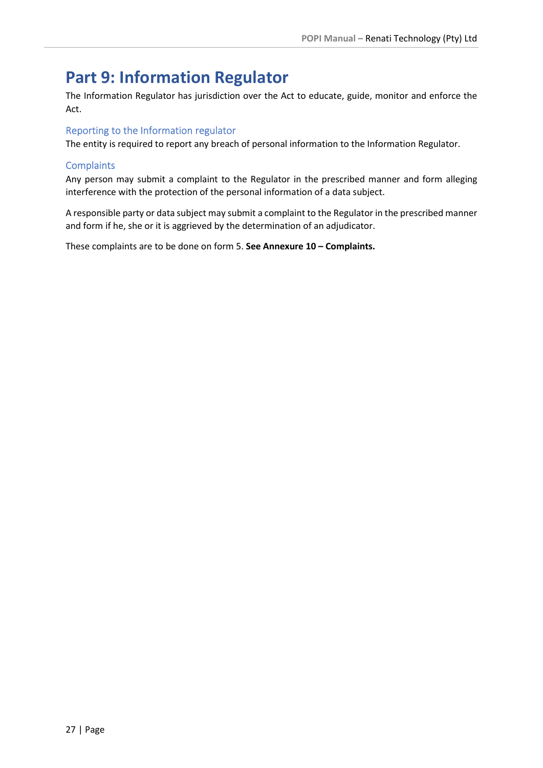# Part 9: Information Regulator

The Information Regulator has jurisdiction over the Act to educate, guide, monitor and enforce the Act.

## Reporting to the Information regulator

The entity is required to report any breach of personal information to the Information Regulator.

## Complaints

Any person may submit a complaint to the Regulator in the prescribed manner and form alleging interference with the protection of the personal information of a data subject.

A responsible party or data subject may submit a complaint to the Regulator in the prescribed manner and form if he, she or it is aggrieved by the determination of an adjudicator.

These complaints are to be done on form 5. **See Annexure 10 – Complaints.**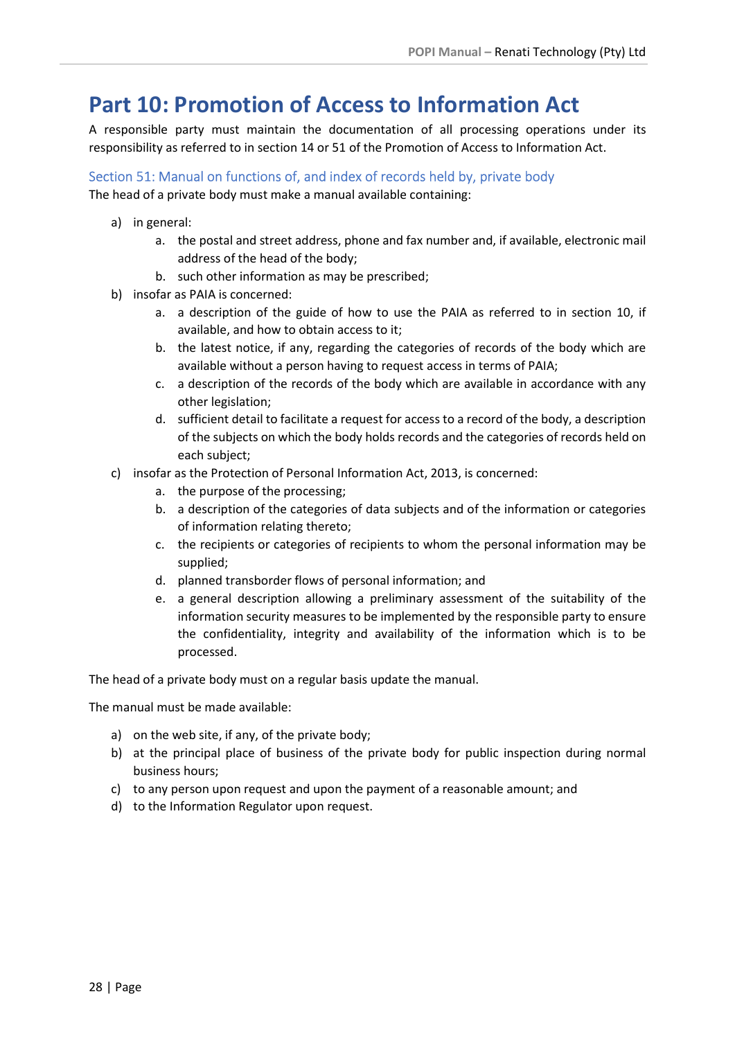# Part 10: Promotion of Access to Information Act

A responsible party must maintain the documentation of all processing operations under its responsibility as referred to in section 14 or 51 of the Promotion of Access to Information Act.

## Section 51: Manual on functions of, and index of records held by, private body

The head of a private body must make a manual available containing:

a) in general:
   a. the postal and street address, phone and fax number and, if available, electronic mail address of the head of the body;
   b. such other information as may be prescribed;
b) insofar as PAIA is concerned:
   a. a description of the guide of how to use the PAIA as referred to in section 10, if available, and how to obtain access to it;
   b. the latest notice, if any, regarding the categories of records of the body which are available without a person having to request access in terms of PAIA;
   c. a description of the records of the body which are available in accordance with any other legislation;
   d. sufficient detail to facilitate a request for access to a record of the body, a description of the subjects on which the body holds records and the categories of records held on each subject;
c) insofar as the Protection of Personal Information Act, 2013, is concerned:
   a. the purpose of the processing;
   b. a description of the categories of data subjects and of the information or categories of information relating thereto;
   c. the recipients or categories of recipients to whom the personal information may be supplied;
   d. planned transborder flows of personal information; and
   e. a general description allowing a preliminary assessment of the suitability of the information security measures to be implemented by the responsible party to ensure the confidentiality, integrity and availability of the information which is to be processed.

The head of a private body must on a regular basis update the manual.

The manual must be made available:

a) on the web site, if any, of the private body;
b) at the principal place of business of the private body for public inspection during normal business hours;
c) to any person upon request and upon the payment of a reasonable amount; and
d) to the Information Regulator upon request.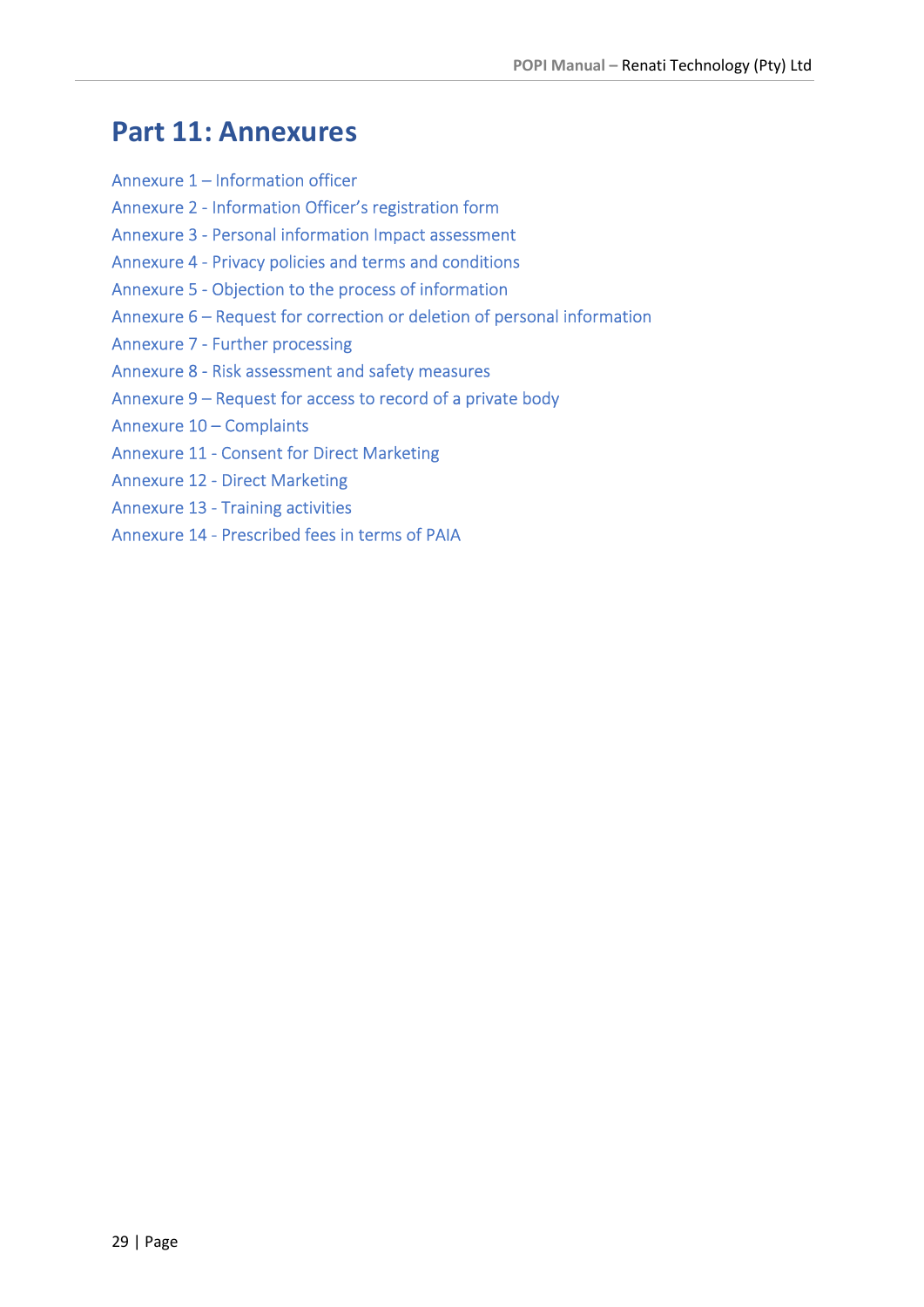# Part 11: Annexures

Annexure 1 – Information officer
Annexure 2 - Information Officer's registration form
Annexure 3 - Personal information Impact assessment
Annexure 4 - Privacy policies and terms and conditions
Annexure 5 - Objection to the process of information
Annexure 6 – Request for correction or deletion of personal information
Annexure 7 - Further processing
Annexure 8 - Risk assessment and safety measures
Annexure 9 – Request for access to record of a private body
Annexure 10 – Complaints
Annexure 11 - Consent for Direct Marketing
Annexure 12 - Direct Marketing
Annexure 13 - Training activities
Annexure 14 - Prescribed fees in terms of PAIA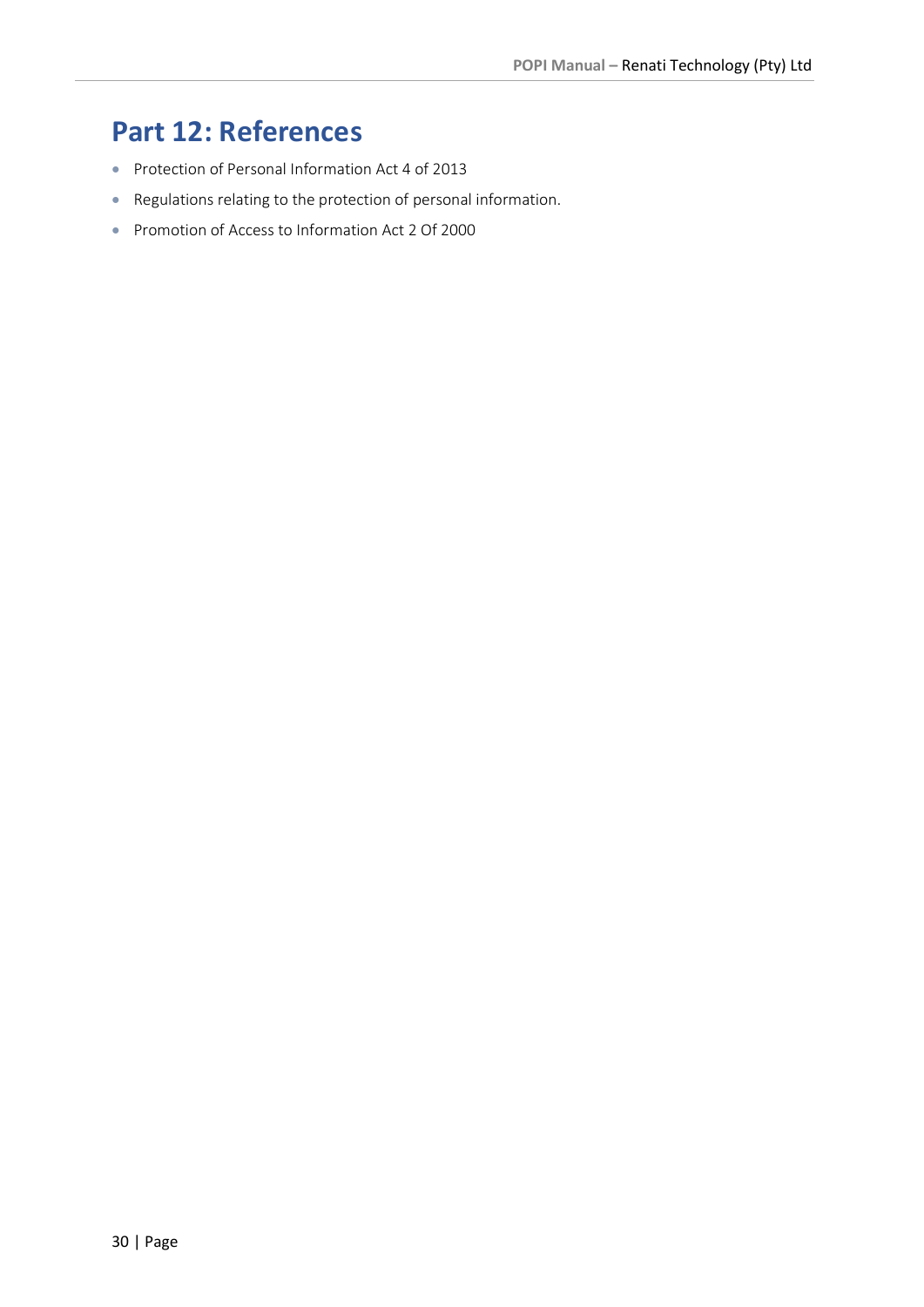# Part 12: References

- Protection of Personal Information Act 4 of 2013
- Regulations relating to the protection of personal information.
- Promotion of Access to Information Act 2 Of 2000